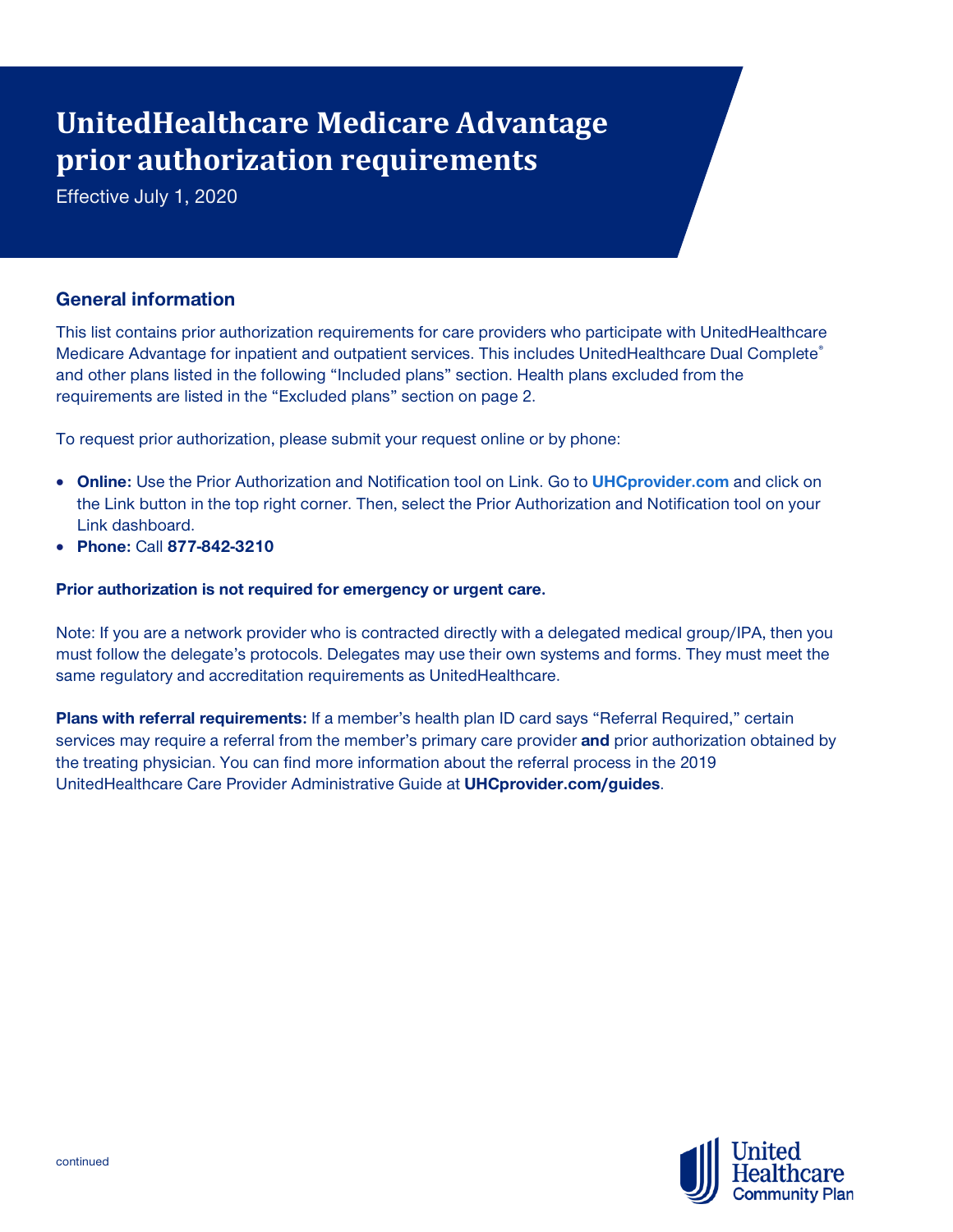# UnitedHealthcare Medicare Advantage prior authorization requirements

Effective July 1, 2020

## General information

This list contains prior authorization requirements for care providers who participate with UnitedHealthcare Medicare Advantage for inpatient and outpatient services. This includes UnitedHealthcare Dual Complete® and other plans listed in the following "Included plans" section. Health plans excluded from the requirements are listed in the "Excluded plans" section on page 2.

To request prior authorization, please submit your request online or by phone:

- **Online:** Use the Prior Authorization and Notification tool on Link. Go to **UHCprovider.com** and click on the Link button in the top right corner. Then, select the Prior Authorization and Notification tool on your Link dashboard.
- **Phone:** Call **877-842-3210**

**Prior authorization is not required for emergency or urgent care.**

Note: If you are a network provider who is contracted directly with a delegated medical group/IPA, then you must follow the delegate's protocols. Delegates may use their own systems and forms. They must meet the same regulatory and accreditation requirements as UnitedHealthcare.

**Plans with referral requirements:** If a member's health plan ID card says "Referral Required," certain services may require a referral from the member's primary care provider **and** prior authorization obtained by the treating physician. You can find more information about the referral process in the 2019 UnitedHealthcare Care Provider Administrative Guide at **UHCprovider.com/guides**.

continued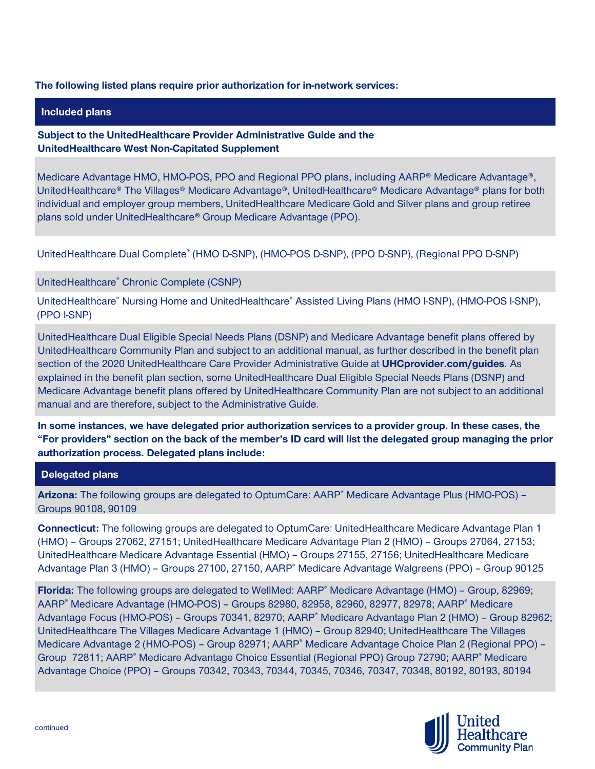**The following listed plans require prior authorization for in-network services:**

## Included plans

**Subject to the UnitedHealthcare Provider Administrative Guide and the UnitedHealthcare West Non-Capitated Supplement**

Medicare Advantage HMO, HMO-POS, PPO and Regional PPO plans, including AARP® Medicare Advantage®, UnitedHealthcare® The Villages® Medicare Advantage®, UnitedHealthcare® Medicare Advantage® plans for both individual and employer group members, UnitedHealthcare Medicare Gold and Silver plans and group retiree plans sold under UnitedHealthcare® Group Medicare Advantage (PPO).

UnitedHealthcare Dual Complete® (HMO D-SNP), (HMO-POS D-SNP), (PPO D-SNP), (Regional PPO D-SNP)

UnitedHealthcare® Chronic Complete (CSNP)

UnitedHealthcare® Nursing Home and UnitedHealthcare® Assisted Living Plans (HMO I-SNP), (HMO-POS I-SNP), (PPO I-SNP)

UnitedHealthcare Dual Eligible Special Needs Plans (DSNP) and Medicare Advantage benefit plans offered by UnitedHealthcare Community Plan and subject to an additional manual, as further described in the benefit plan section of the 2020 UnitedHealthcare Care Provider Administrative Guide at **UHCprovider.com/guides**. As explained in the benefit plan section, some UnitedHealthcare Dual Eligible Special Needs Plans (DSNP) and Medicare Advantage benefit plans offered by UnitedHealthcare Community Plan are not subject to an additional manual and are therefore, subject to the Administrative Guide.

**In some instances, we have delegated prior authorization services to a provider group. In these cases, the "For providers" section on the back of the member's ID card will list the delegated group managing the prior authorization process. Delegated plans include:**

## Delegated plans

**Arizona:** The following groups are delegated to OptumCare: AARP® Medicare Advantage Plus (HMO-POS) – Groups 90108, 90109

**Connecticut:** The following groups are delegated to OptumCare: UnitedHealthcare Medicare Advantage Plan 1 (HMO) – Groups 27062, 27151; UnitedHealthcare Medicare Advantage Plan 2 (HMO) – Groups 27064, 27153; UnitedHealthcare Medicare Advantage Essential (HMO) – Groups 27155, 27156; UnitedHealthcare Medicare Advantage Plan 3 (HMO) – Groups 27100, 27150, AARP® Medicare Advantage Walgreens (PPO) – Group 90125

**Florida:** The following groups are delegated to WellMed: AARP® Medicare Advantage (HMO) – Group, 82969; AARP® Medicare Advantage (HMO-POS) – Groups 82980, 82958, 82960, 82977, 82978; AARP® Medicare Advantage Focus (HMO-POS) – Groups 70341, 82970; AARP® Medicare Advantage Plan 2 (HMO) – Group 82962; UnitedHealthcare The Villages Medicare Advantage 1 (HMO) – Group 82940; UnitedHealthcare The Villages Medicare Advantage 2 (HMO-POS) – Group 82971; AARP® Medicare Advantage Choice Plan 2 (Regional PPO) – Group 72811; AARP® Medicare Advantage Choice Essential (Regional PPO) Group 72790; AARP® Medicare Advantage Choice (PPO) – Groups 70342, 70343, 70344, 70345, 70346, 70347, 70348, 80192, 80193, 80194

continued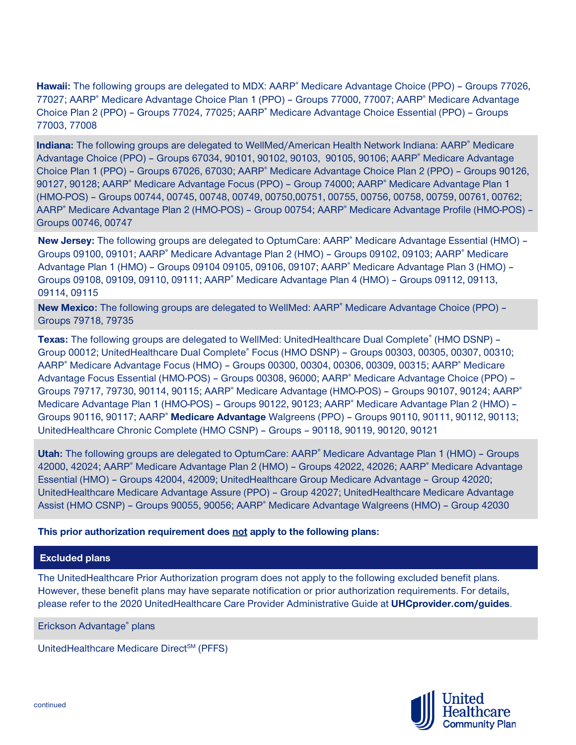**Hawaii:** The following groups are delegated to MDX: AARP® Medicare Advantage Choice (PPO) – Groups 77026, 77027; AARP® Medicare Advantage Choice Plan 1 (PPO) – Groups 77000, 77007; AARP® Medicare Advantage Choice Plan 2 (PPO) – Groups 77024, 77025; AARP® Medicare Advantage Choice Essential (PPO) – Groups 77003, 77008

**Indiana:** The following groups are delegated to WellMed/American Health Network Indiana: AARP® Medicare Advantage Choice (PPO) – Groups 67034, 90101, 90102, 90103, 90105, 90106; AARP® Medicare Advantage Choice Plan 1 (PPO) – Groups 67026, 67030; AARP® Medicare Advantage Choice Plan 2 (PPO) – Groups 90126, 90127, 90128; AARP® Medicare Advantage Focus (PPO) – Group 74000; AARP® Medicare Advantage Plan 1 (HMO-POS) – Groups 00744, 00745, 00748, 00749, 00750,00751, 00755, 00756, 00758, 00759, 00761, 00762; AARP® Medicare Advantage Plan 2 (HMO-POS) – Group 00754; AARP® Medicare Advantage Profile (HMO-POS) – Groups 00746, 00747

**New Jersey:** The following groups are delegated to OptumCare: AARP® Medicare Advantage Essential (HMO) – Groups 09100, 09101; AARP® Medicare Advantage Plan 2 (HMO) – Groups 09102, 09103; AARP® Medicare Advantage Plan 1 (HMO) – Groups 09104 09105, 09106, 09107; AARP® Medicare Advantage Plan 3 (HMO) – Groups 09108, 09109, 09110, 09111; AARP® Medicare Advantage Plan 4 (HMO) – Groups 09112, 09113, 09114, 09115

**New Mexico:** The following groups are delegated to WellMed: AARP® Medicare Advantage Choice (PPO) – Groups 79718, 79735

**Texas:** The following groups are delegated to WellMed: UnitedHealthcare Dual Complete® (HMO DSNP) – Group 00012; UnitedHealthcare Dual Complete® Focus (HMO DSNP) – Groups 00303, 00305, 00307, 00310; AARP® Medicare Advantage Focus (HMO) – Groups 00300, 00304, 00306, 00309, 00315; AARP® Medicare Advantage Focus Essential (HMO-POS) – Groups 00308, 96000; AARP® Medicare Advantage Choice (PPO) – Groups 79717, 79730, 90114, 90115; AARP® Medicare Advantage (HMO-POS) – Groups 90107, 90124; AARP® Medicare Advantage Plan 1 (HMO-POS) – Groups 90122, 90123; AARP® Medicare Advantage Plan 2 (HMO) – Groups 90116, 90117; AARP® **Medicare Advantage** Walgreens (PPO) – Groups 90110, 90111, 90112, 90113; UnitedHealthcare Chronic Complete (HMO CSNP) – Groups – 90118, 90119, 90120, 90121

**Utah:** The following groups are delegated to OptumCare: AARP® Medicare Advantage Plan 1 (HMO) – Groups 42000, 42024; AARP® Medicare Advantage Plan 2 (HMO) – Groups 42022, 42026; AARP® Medicare Advantage Essential (HMO) – Groups 42004, 42009; UnitedHealthcare Group Medicare Advantage – Group 42020; UnitedHealthcare Medicare Advantage Assure (PPO) – Group 42027; UnitedHealthcare Medicare Advantage Assist (HMO CSNP) – Groups 90055, 90056; AARP® Medicare Advantage Walgreens (HMO) – Group 42030

**This prior authorization requirement does not apply to the following plans:**

| Excluded plans |
|---|
| The UnitedHealthcare Prior Authorization program does not apply to the following excluded benefit plans. However, these benefit plans may have separate notification or prior authorization requirements. For details, please refer to the 2020 UnitedHealthcare Care Provider Administrative Guide at **UHCprovider.com/guides**. |
| Erickson Advantage® plans |
| UnitedHealthcare Medicare Direct℠ (PFFS) |

continued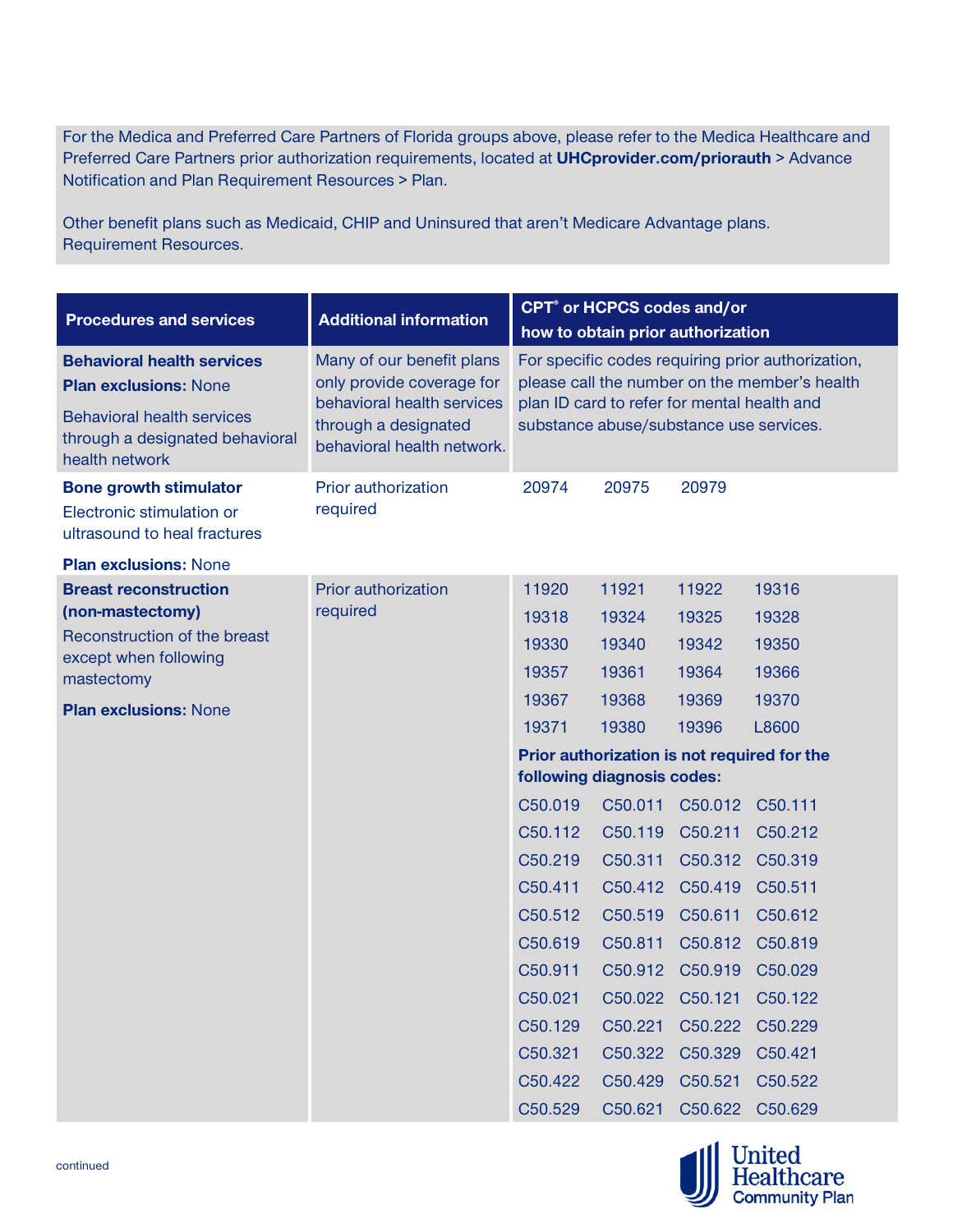For the Medica and Preferred Care Partners of Florida groups above, please refer to the Medica Healthcare and Preferred Care Partners prior authorization requirements, located at **UHCprovider.com/priorauth** > Advance Notification and Plan Requirement Resources > Plan.

Other benefit plans such as Medicaid, CHIP and Uninsured that aren't Medicare Advantage plans. Requirement Resources.

| Procedures and services | Additional information | CPT® or HCPCS codes and/or how to obtain prior authorization |
|---|---|---|
| **Behavioral health services** **Plan exclusions:** None Behavioral health services through a designated behavioral health network | Many of our benefit plans only provide coverage for behavioral health services through a designated behavioral health network. | For specific codes requiring prior authorization, please call the number on the member's health plan ID card to refer for mental health and substance abuse/substance use services. |
| **Bone growth stimulator** Electronic stimulation or ultrasound to heal fractures **Plan exclusions:** None | Prior authorization required | 20974 20975 20979 |
| **Breast reconstruction (non-mastectomy)** Reconstruction of the breast except when following mastectomy **Plan exclusions:** None | Prior authorization required | 11920 11921 11922 19316 19318 19324 19325 19328 19330 19340 19342 19350 19357 19361 19364 19366 19367 19368 19369 19370 19371 19380 19396 L8600 **Prior authorization is not required for the following diagnosis codes:** C50.019 C50.011 C50.012 C50.111 C50.112 C50.119 C50.211 C50.212 C50.219 C50.311 C50.312 C50.319 C50.411 C50.412 C50.419 C50.511 C50.512 C50.519 C50.611 C50.612 C50.619 C50.811 C50.812 C50.819 C50.911 C50.912 C50.919 C50.029 C50.021 C50.022 C50.121 C50.122 C50.129 C50.221 C50.222 C50.229 C50.321 C50.322 C50.329 C50.421 C50.422 C50.429 C50.521 C50.522 C50.529 C50.621 C50.622 C50.629 |

continued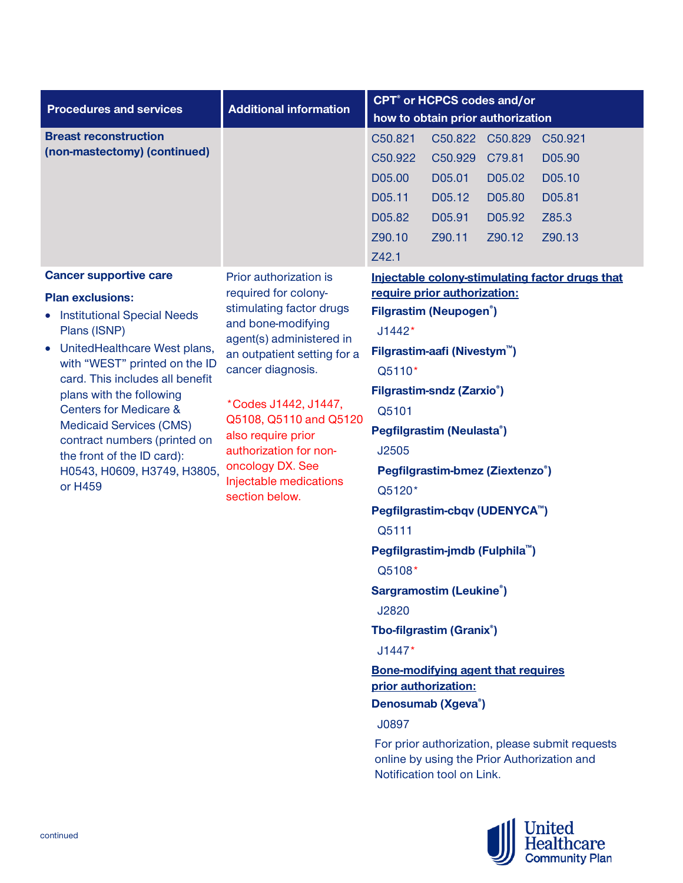| Procedures and services | Additional information | CPT® or HCPCS codes and/or how to obtain prior authorization |
|---|---|---|
| **Breast reconstruction (non-mastectomy) (continued)** | | C50.821 C50.822 C50.829 C50.921 C50.922 C50.929 C79.81 D05.90 D05.00 D05.01 D05.02 D05.10 D05.11 D05.12 D05.80 D05.81 D05.82 D05.91 D05.92 Z85.3 Z90.10 Z90.11 Z90.12 Z90.13 Z42.1 |
| **Cancer supportive care**<br><br>**Plan exclusions:**<br>• Institutional Special Needs Plans (ISNP)<br>• UnitedHealthcare West plans, with "WEST" printed on the ID card. This includes all benefit plans with the following Centers for Medicare & Medicaid Services (CMS) contract numbers (printed on the front of the ID card): H0543, H0609, H3749, H3805, or H459 | Prior authorization is required for colony-stimulating factor drugs and bone-modifying agent(s) administered in an outpatient setting for a cancer diagnosis.<br><br>*Codes J1442, J1447, Q5108, Q5110 and Q5120 also require prior authorization for non-oncology DX. See Injectable medications section below. | **Injectable colony-stimulating factor drugs that require prior authorization:**<br>**Filgrastim (Neupogen®)**<br>J1442*<br>**Filgrastim-aafi (Nivestym™)**<br>Q5110*<br>**Filgrastim-sndz (Zarxio®)**<br>Q5101<br>**Pegfilgrastim (Neulasta®)**<br>J2505<br>**Pegfilgrastim-bmez (Ziextenzo®)**<br>Q5120*<br>**Pegfilgrastim-cbqv (UDENYCA™)**<br>Q5111<br>**Pegfilgrastim-jmdb (Fulphila™)**<br>Q5108*<br>**Sargramostim (Leukine®)**<br>J2820<br>**Tbo-filgrastim (Granix®)**<br>J1447*<br>**Bone-modifying agent that requires prior authorization:**<br>**Denosumab (Xgeva®)**<br>J0897<br>For prior authorization, please submit requests online by using the Prior Authorization and Notification tool on Link. |

continued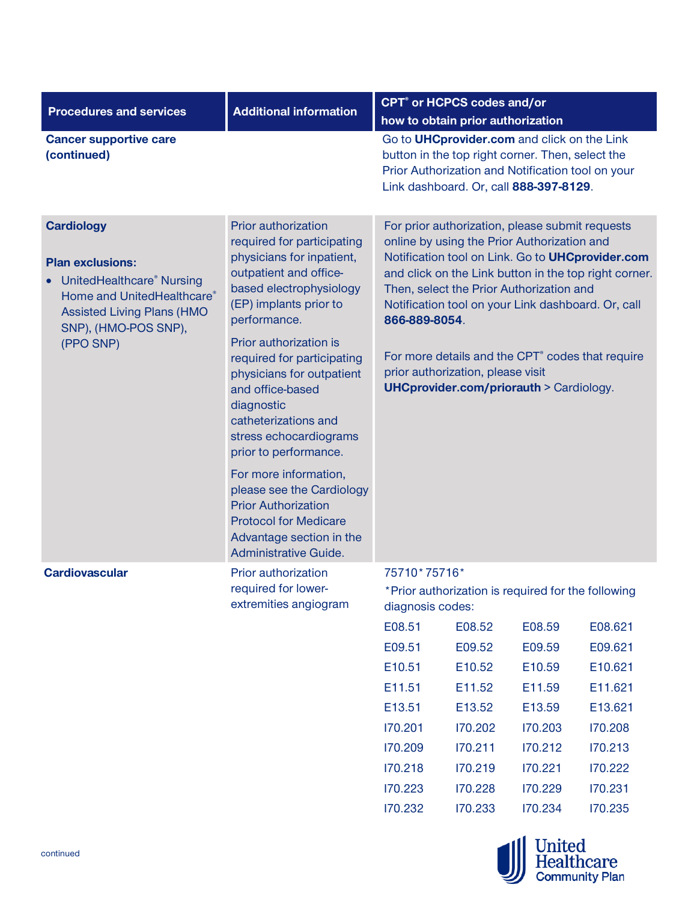| Procedures and services | Additional information | CPT® or HCPCS codes and/or how to obtain prior authorization |
|---|---|---|
| **Cancer supportive care (continued)** | | Go to **UHCprovider.com** and click on the Link button in the top right corner. Then, select the Prior Authorization and Notification tool on your Link dashboard. Or, call **888-397-8129**. |
| **Cardiology**<br><br>**Plan exclusions:**<br>• UnitedHealthcare® Nursing Home and UnitedHealthcare® Assisted Living Plans (HMO SNP), (HMO-POS SNP), (PPO SNP) | Prior authorization required for participating physicians for inpatient, outpatient and office-based electrophysiology (EP) implants prior to performance.<br><br>Prior authorization is required for participating physicians for outpatient and office-based diagnostic catheterizations and stress echocardiograms prior to performance.<br><br>For more information, please see the Cardiology Prior Authorization Protocol for Medicare Advantage section in the Administrative Guide. | For prior authorization, please submit requests online by using the Prior Authorization and Notification tool on Link. Go to **UHCprovider.com** and click on the Link button in the top right corner. Then, select the Prior Authorization and Notification tool on your Link dashboard. Or, call **866-889-8054**.<br><br>For more details and the CPT® codes that require prior authorization, please visit **UHCprovider.com/priorauth** > Cardiology. |
| **Cardiovascular** | Prior authorization required for lower-extremities angiogram | 75710* 75716*<br>*Prior authorization is required for the following diagnosis codes:<br>E08.51 E08.52 E08.59 E08.621<br>E09.51 E09.52 E09.59 E09.621<br>E10.51 E10.52 E10.59 E10.621<br>E11.51 E11.52 E11.59 E11.621<br>E13.51 E13.52 E13.59 E13.621<br>I70.201 I70.202 I70.203 I70.208<br>I70.209 I70.211 I70.212 I70.213<br>I70.218 I70.219 I70.221 I70.222<br>I70.223 I70.228 I70.229 I70.231<br>I70.232 I70.233 I70.234 I70.235 |

continued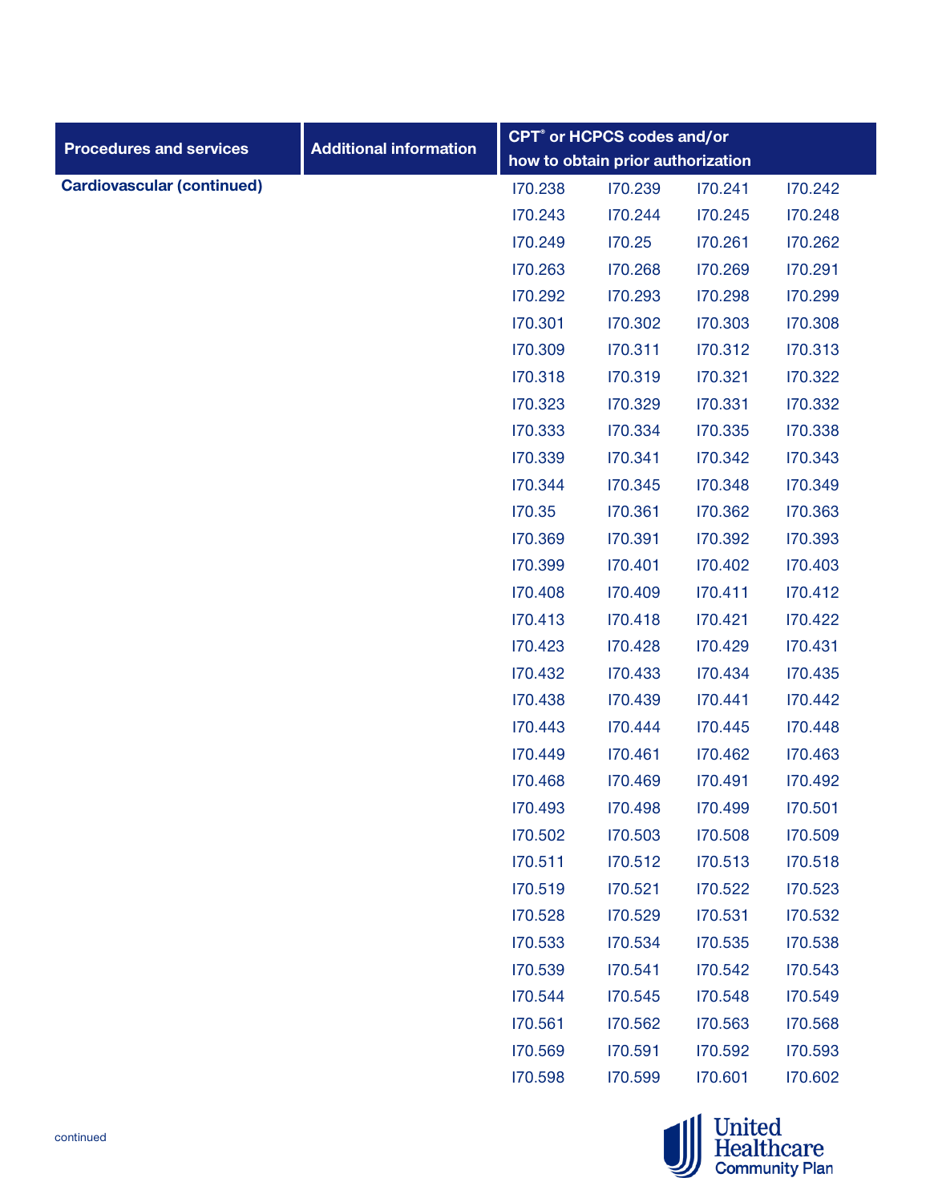| Procedures and services | Additional information | CPT® or HCPCS codes and/or how to obtain prior authorization | | | |
|---|---|---|---|---|---|
| **Cardiovascular (continued)** | | I70.238 | I70.239 | I70.241 | I70.242 |
| | | I70.243 | I70.244 | I70.245 | I70.248 |
| | | I70.249 | I70.25 | I70.261 | I70.262 |
| | | I70.263 | I70.268 | I70.269 | I70.291 |
| | | I70.292 | I70.293 | I70.298 | I70.299 |
| | | I70.301 | I70.302 | I70.303 | I70.308 |
| | | I70.309 | I70.311 | I70.312 | I70.313 |
| | | I70.318 | I70.319 | I70.321 | I70.322 |
| | | I70.323 | I70.329 | I70.331 | I70.332 |
| | | I70.333 | I70.334 | I70.335 | I70.338 |
| | | I70.339 | I70.341 | I70.342 | I70.343 |
| | | I70.344 | I70.345 | I70.348 | I70.349 |
| | | I70.35 | I70.361 | I70.362 | I70.363 |
| | | I70.369 | I70.391 | I70.392 | I70.393 |
| | | I70.399 | I70.401 | I70.402 | I70.403 |
| | | I70.408 | I70.409 | I70.411 | I70.412 |
| | | I70.413 | I70.418 | I70.421 | I70.422 |
| | | I70.423 | I70.428 | I70.429 | I70.431 |
| | | I70.432 | I70.433 | I70.434 | I70.435 |
| | | I70.438 | I70.439 | I70.441 | I70.442 |
| | | I70.443 | I70.444 | I70.445 | I70.448 |
| | | I70.449 | I70.461 | I70.462 | I70.463 |
| | | I70.468 | I70.469 | I70.491 | I70.492 |
| | | I70.493 | I70.498 | I70.499 | I70.501 |
| | | I70.502 | I70.503 | I70.508 | I70.509 |
| | | I70.511 | I70.512 | I70.513 | I70.518 |
| | | I70.519 | I70.521 | I70.522 | I70.523 |
| | | I70.528 | I70.529 | I70.531 | I70.532 |
| | | I70.533 | I70.534 | I70.535 | I70.538 |
| | | I70.539 | I70.541 | I70.542 | I70.543 |
| | | I70.544 | I70.545 | I70.548 | I70.549 |
| | | I70.561 | I70.562 | I70.563 | I70.568 |
| | | I70.569 | I70.591 | I70.592 | I70.593 |
| | | I70.598 | I70.599 | I70.601 | I70.602 |

continued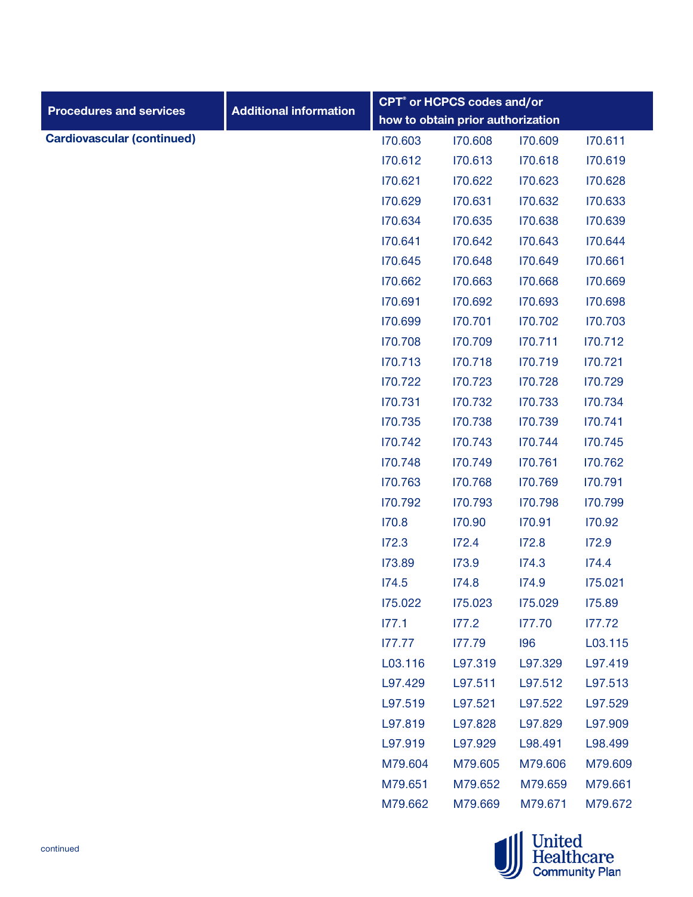| Procedures and services | Additional information | CPT® or HCPCS codes and/or how to obtain prior authorization | | | |
|---|---|---|---|---|---|
| **Cardiovascular (continued)** | | I70.603 | I70.608 | I70.609 | I70.611 |
| | | I70.612 | I70.613 | I70.618 | I70.619 |
| | | I70.621 | I70.622 | I70.623 | I70.628 |
| | | I70.629 | I70.631 | I70.632 | I70.633 |
| | | I70.634 | I70.635 | I70.638 | I70.639 |
| | | I70.641 | I70.642 | I70.643 | I70.644 |
| | | I70.645 | I70.648 | I70.649 | I70.661 |
| | | I70.662 | I70.663 | I70.668 | I70.669 |
| | | I70.691 | I70.692 | I70.693 | I70.698 |
| | | I70.699 | I70.701 | I70.702 | I70.703 |
| | | I70.708 | I70.709 | I70.711 | I70.712 |
| | | I70.713 | I70.718 | I70.719 | I70.721 |
| | | I70.722 | I70.723 | I70.728 | I70.729 |
| | | I70.731 | I70.732 | I70.733 | I70.734 |
| | | I70.735 | I70.738 | I70.739 | I70.741 |
| | | I70.742 | I70.743 | I70.744 | I70.745 |
| | | I70.748 | I70.749 | I70.761 | I70.762 |
| | | I70.763 | I70.768 | I70.769 | I70.791 |
| | | I70.792 | I70.793 | I70.798 | I70.799 |
| | | I70.8 | I70.90 | I70.91 | I70.92 |
| | | I72.3 | I72.4 | I72.8 | I72.9 |
| | | I73.89 | I73.9 | I74.3 | I74.4 |
| | | I74.5 | I74.8 | I74.9 | I75.021 |
| | | I75.022 | I75.023 | I75.029 | I75.89 |
| | | I77.1 | I77.2 | I77.70 | I77.72 |
| | | I77.77 | I77.79 | I96 | L03.115 |
| | | L03.116 | L97.319 | L97.329 | L97.419 |
| | | L97.429 | L97.511 | L97.512 | L97.513 |
| | | L97.519 | L97.521 | L97.522 | L97.529 |
| | | L97.819 | L97.828 | L97.829 | L97.909 |
| | | L97.919 | L97.929 | L98.491 | L98.499 |
| | | M79.604 | M79.605 | M79.606 | M79.609 |
| | | M79.651 | M79.652 | M79.659 | M79.661 |
| | | M79.662 | M79.669 | M79.671 | M79.672 |

continued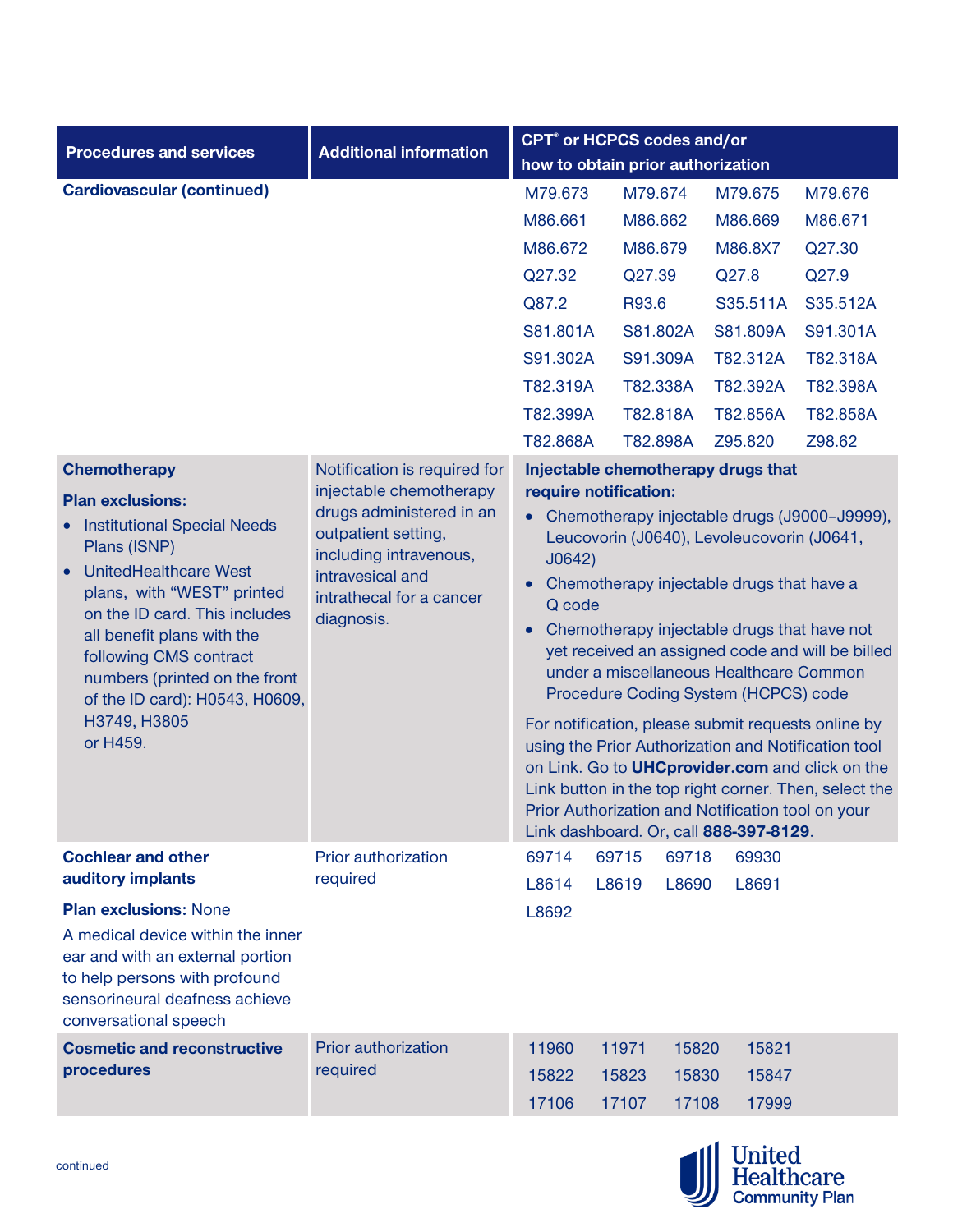| Procedures and services | Additional information | CPT® or HCPCS codes and/or how to obtain prior authorization |
|---|---|---|
| **Cardiovascular (continued)** | | M79.673 M79.674 M79.675 M79.676<br>M86.661 M86.662 M86.669 M86.671<br>M86.672 M86.679 M86.8X7 Q27.30<br>Q27.32 Q27.39 Q27.8 Q27.9<br>Q87.2 R93.6 S35.511A S35.512A<br>S81.801A S81.802A S81.809A S91.301A<br>S91.302A S91.309A T82.312A T82.318A<br>T82.319A T82.338A T82.392A T82.398A<br>T82.399A T82.818A T82.856A T82.858A<br>T82.868A T82.898A Z95.820 Z98.62 |
| **Chemotherapy**<br><br>**Plan exclusions:**<br>• Institutional Special Needs Plans (ISNP)<br>• UnitedHealthcare West plans, with "WEST" printed on the ID card. This includes all benefit plans with the following CMS contract numbers (printed on the front of the ID card): H0543, H0609, H3749, H3805 or H459. | Notification is required for injectable chemotherapy drugs administered in an outpatient setting, including intravenous, intravesical and intrathecal for a cancer diagnosis. | **Injectable chemotherapy drugs that require notification:**<br>• Chemotherapy injectable drugs (J9000–J9999), Leucovorin (J0640), Levoleucovorin (J0641, J0642)<br>• Chemotherapy injectable drugs that have a Q code<br>• Chemotherapy injectable drugs that have not yet received an assigned code and will be billed under a miscellaneous Healthcare Common Procedure Coding System (HCPCS) code<br><br>For notification, please submit requests online by using the Prior Authorization and Notification tool on Link. Go to **UHCprovider.com** and click on the Link button in the top right corner. Then, select the Prior Authorization and Notification tool on your Link dashboard. Or, call **888-397-8129**. |
| **Cochlear and other auditory implants**<br><br>**Plan exclusions:** None<br><br>A medical device within the inner ear and with an external portion to help persons with profound sensorineural deafness achieve conversational speech | Prior authorization required | 69714 69715 69718 69930<br>L8614 L8619 L8690 L8691<br>L8692 |
| **Cosmetic and reconstructive procedures** | Prior authorization required | 11960 11971 15820 15821<br>15822 15823 15830 15847<br>17106 17107 17108 17999 |

continued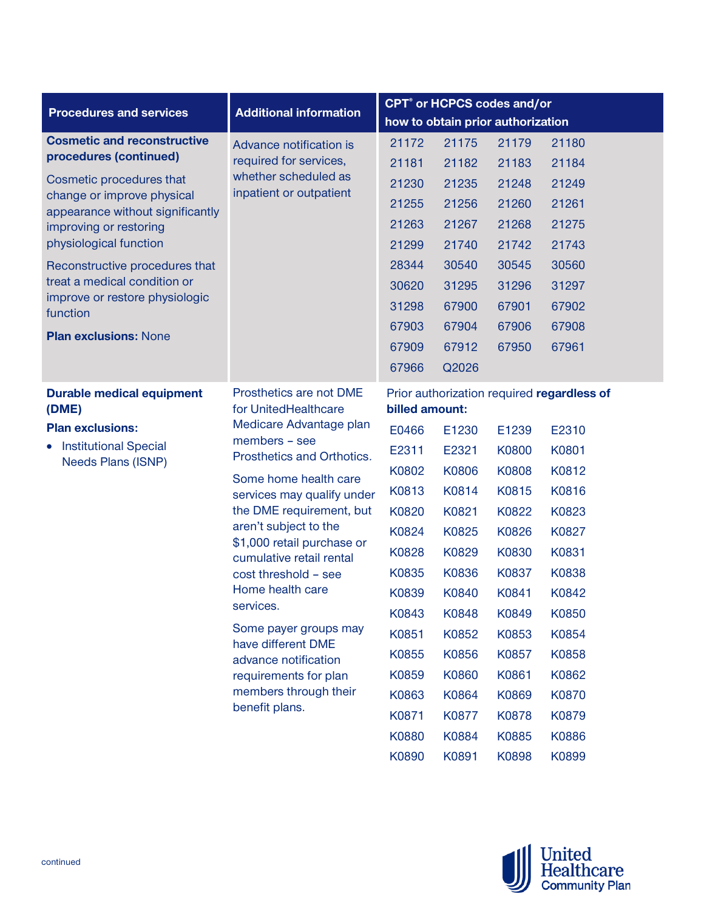| Procedures and services | Additional information | CPT® or HCPCS codes and/or how to obtain prior authorization |
|---|---|---|
| **Cosmetic and reconstructive procedures (continued)**<br><br>Cosmetic procedures that change or improve physical appearance without significantly improving or restoring physiological function<br><br>Reconstructive procedures that treat a medical condition or improve or restore physiologic function<br><br>**Plan exclusions:** None | Advance notification is required for services, whether scheduled as inpatient or outpatient | 21172 21175 21179 21180<br>21181 21182 21183 21184<br>21230 21235 21248 21249<br>21255 21256 21260 21261<br>21263 21267 21268 21275<br>21299 21740 21742 21743<br>28344 30540 30545 30560<br>30620 31295 31296 31297<br>31298 67900 67901 67902<br>67903 67904 67906 67908<br>67909 67912 67950 67961<br>67966 Q2026 |
| **Durable medical equipment (DME)**<br><br>**Plan exclusions:**<br>• Institutional Special Needs Plans (ISNP) | Prosthetics are not DME for UnitedHealthcare Medicare Advantage plan members – see Prosthetics and Orthotics.<br><br>Some home health care services may qualify under the DME requirement, but aren't subject to the $1,000 retail purchase or cumulative retail rental cost threshold – see Home health care services.<br><br>Some payer groups may have different DME advance notification requirements for plan members through their benefit plans. | Prior authorization required **regardless of billed amount:**<br><br>E0466 E1230 E1239 E2310<br>E2311 E2321 K0800 K0801<br>K0802 K0806 K0808 K0812<br>K0813 K0814 K0815 K0816<br>K0820 K0821 K0822 K0823<br>K0824 K0825 K0826 K0827<br>K0828 K0829 K0830 K0831<br>K0835 K0836 K0837 K0838<br>K0839 K0840 K0841 K0842<br>K0843 K0848 K0849 K0850<br>K0851 K0852 K0853 K0854<br>K0855 K0856 K0857 K0858<br>K0859 K0860 K0861 K0862<br>K0863 K0864 K0869 K0870<br>K0871 K0877 K0878 K0879<br>K0880 K0884 K0885 K0886<br>K0890 K0891 K0898 K0899 |

continued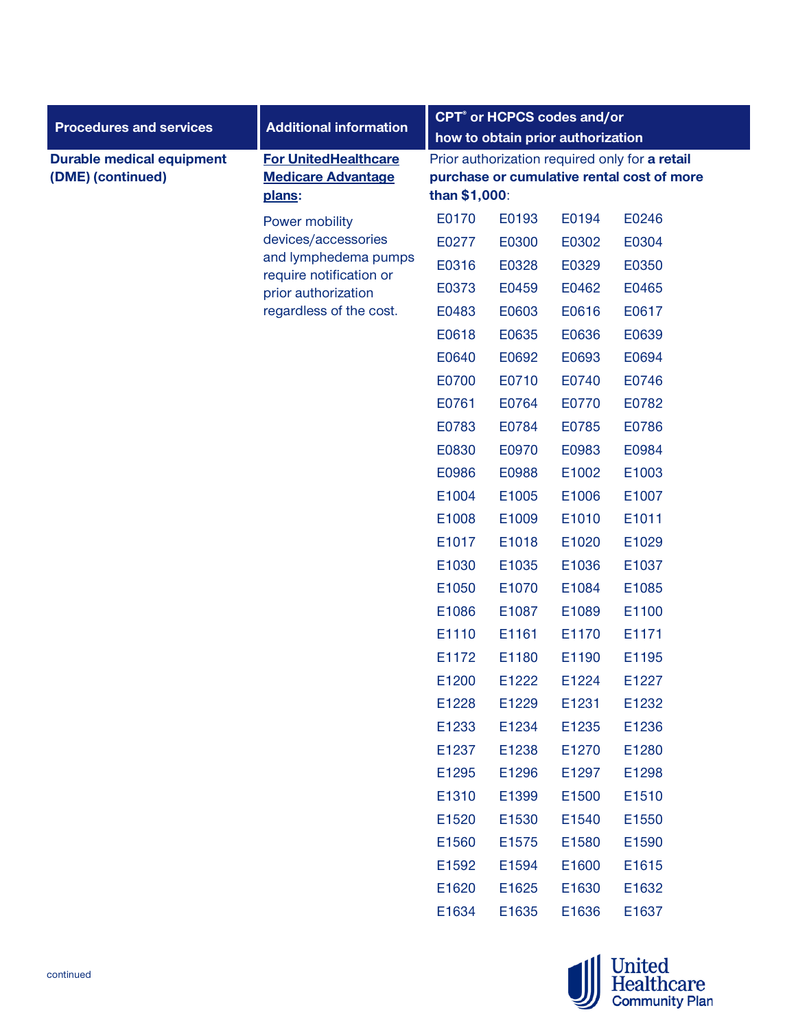| Procedures and services | Additional information | CPT® or HCPCS codes and/or how to obtain prior authorization |
|---|---|---|
| **Durable medical equipment (DME) (continued)** | **For UnitedHealthcare Medicare Advantage plans:**<br><br>Power mobility devices/accessories and lymphedema pumps require notification or prior authorization regardless of the cost. | Prior authorization required only for **a retail purchase or cumulative rental cost of more than $1,000**:<br><br>E0170 E0193 E0194 E0246<br>E0277 E0300 E0302 E0304<br>E0316 E0328 E0329 E0350<br>E0373 E0459 E0462 E0465<br>E0483 E0603 E0616 E0617<br>E0618 E0635 E0636 E0639<br>E0640 E0692 E0693 E0694<br>E0700 E0710 E0740 E0746<br>E0761 E0764 E0770 E0782<br>E0783 E0784 E0785 E0786<br>E0830 E0970 E0983 E0984<br>E0986 E0988 E1002 E1003<br>E1004 E1005 E1006 E1007<br>E1008 E1009 E1010 E1011<br>E1017 E1018 E1020 E1029<br>E1030 E1035 E1036 E1037<br>E1050 E1070 E1084 E1085<br>E1086 E1087 E1089 E1100<br>E1110 E1161 E1170 E1171<br>E1172 E1180 E1190 E1195<br>E1200 E1222 E1224 E1227<br>E1228 E1229 E1231 E1232<br>E1233 E1234 E1235 E1236<br>E1237 E1238 E1270 E1280<br>E1295 E1296 E1297 E1298<br>E1310 E1399 E1500 E1510<br>E1520 E1530 E1540 E1550<br>E1560 E1575 E1580 E1590<br>E1592 E1594 E1600 E1615<br>E1620 E1625 E1630 E1632<br>E1634 E1635 E1636 E1637 |

continued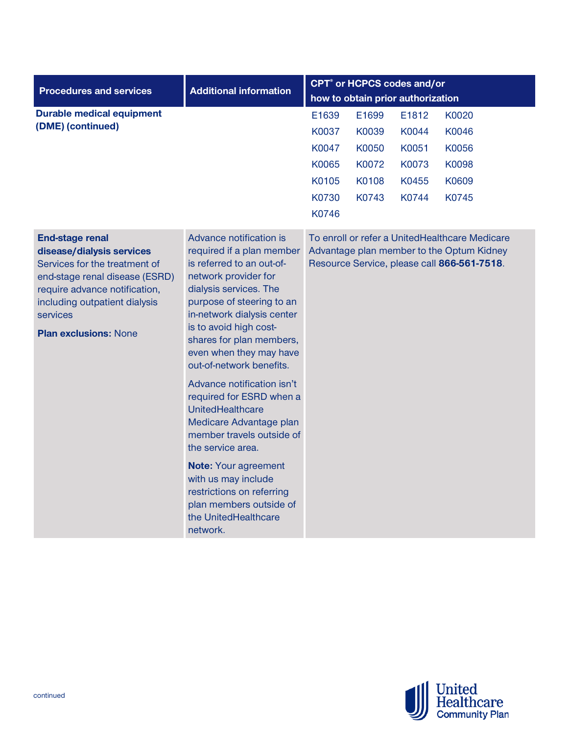| Procedures and services | Additional information | CPT® or HCPCS codes and/or how to obtain prior authorization |
|---|---|---|
| **Durable medical equipment (DME) (continued)** | | E1639 E1699 E1812 K0020 K0037 K0039 K0044 K0046 K0047 K0050 K0051 K0056 K0065 K0072 K0073 K0098 K0105 K0108 K0455 K0609 K0730 K0743 K0744 K0745 K0746 |
| **End-stage renal disease/dialysis services** Services for the treatment of end-stage renal disease (ESRD) require advance notification, including outpatient dialysis services<br><br>**Plan exclusions:** None | Advance notification is required if a plan member is referred to an out-of-network provider for dialysis services. The purpose of steering to an in-network dialysis center is to avoid high cost-shares for plan members, even when they may have out-of-network benefits.<br><br>Advance notification isn't required for ESRD when a UnitedHealthcare Medicare Advantage plan member travels outside of the service area.<br><br>**Note:** Your agreement with us may include restrictions on referring plan members outside of the UnitedHealthcare network. | To enroll or refer a UnitedHealthcare Medicare Advantage plan member to the Optum Kidney Resource Service, please call **866-561-7518**. |

continued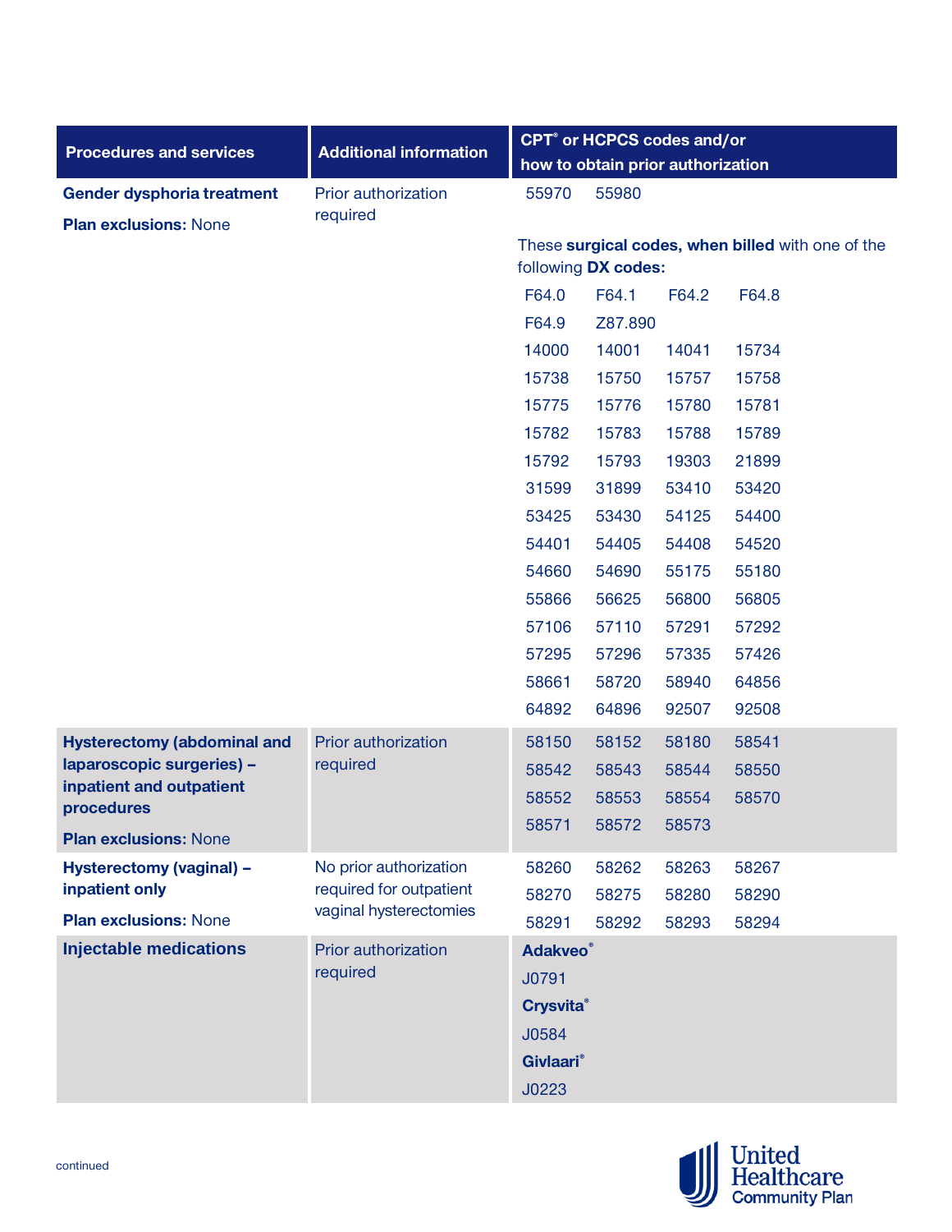| Procedures and services | Additional information | CPT® or HCPCS codes and/or how to obtain prior authorization |
|---|---|---|
| **Gender dysphoria treatment**<br>**Plan exclusions:** None | Prior authorization required | 55970 55980<br>These **surgical codes, when billed** with one of the following **DX codes:**<br>F64.0 F64.1 F64.2 F64.8<br>F64.9 Z87.890<br>14000 14001 14041 15734<br>15738 15750 15757 15758<br>15775 15776 15780 15781<br>15782 15783 15788 15789<br>15792 15793 19303 21899<br>31599 31899 53410 53420<br>53425 53430 54125 54400<br>54401 54405 54408 54520<br>54660 54690 55175 55180<br>55866 56625 56800 56805<br>57106 57110 57291 57292<br>57295 57296 57335 57426<br>58661 58720 58940 64856<br>64892 64896 92507 92508 |
| **Hysterectomy (abdominal and laparoscopic surgeries) – inpatient and outpatient procedures**<br>**Plan exclusions:** None | Prior authorization required | 58150 58152 58180 58541<br>58542 58543 58544 58550<br>58552 58553 58554 58570<br>58571 58572 58573 |
| **Hysterectomy (vaginal) – inpatient only**<br>**Plan exclusions:** None | No prior authorization required for outpatient vaginal hysterectomies | 58260 58262 58263 58267<br>58270 58275 58280 58290<br>58291 58292 58293 58294 |
| **Injectable medications** | Prior authorization required | **Adakveo®**<br>J0791<br>**Crysvita®**<br>J0584<br>**Givlaari®**<br>J0223 |

continued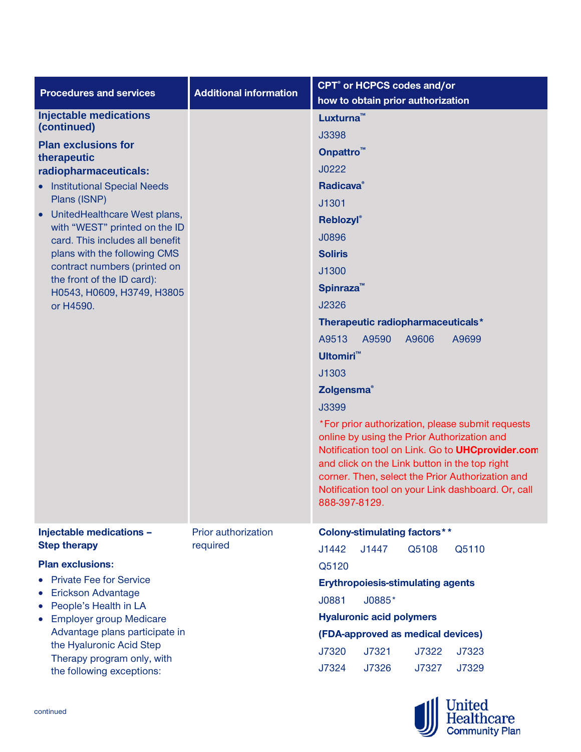| Procedures and services | Additional information | CPT® or HCPCS codes and/or how to obtain prior authorization |
|---|---|---|
| **Injectable medications (continued)**<br><br>**Plan exclusions for therapeutic radiopharmaceuticals:**<br>• Institutional Special Needs Plans (ISNP)<br>• UnitedHealthcare West plans, with "WEST" printed on the ID card. This includes all benefit plans with the following CMS contract numbers (printed on the front of the ID card): H0543, H0609, H3749, H3805 or H4590. | | **Luxturna™**<br>J3398<br>**Onpattro™**<br>J0222<br>**Radicava®**<br>J1301<br>**Reblozyl®**<br>J0896<br>**Soliris**<br>J1300<br>**Spinraza™**<br>J2326<br>**Therapeutic radiopharmaceuticals***<br>A9513 A9590 A9606 A9699<br>**Ultomiri™**<br>J1303<br>**Zolgensma®**<br>J3399<br>*For prior authorization, please submit requests online by using the Prior Authorization and Notification tool on Link. Go to **UHCprovider.com** and click on the Link button in the top right corner. Then, select the Prior Authorization and Notification tool on your Link dashboard. Or, call 888-397-8129. |
| **Injectable medications – Step therapy**<br><br>**Plan exclusions:**<br>• Private Fee for Service<br>• Erickson Advantage<br>• People's Health in LA<br>• Employer group Medicare Advantage plans participate in the Hyaluronic Acid Step Therapy program only, with the following exceptions: | Prior authorization required | **Colony-stimulating factors****<br>J1442 J1447 Q5108 Q5110<br>Q5120<br>**Erythropoiesis-stimulating agents**<br>J0881 J0885*<br>**Hyaluronic acid polymers (FDA-approved as medical devices)**<br>J7320 J7321 J7322 J7323<br>J7324 J7326 J7327 J7329 |

continued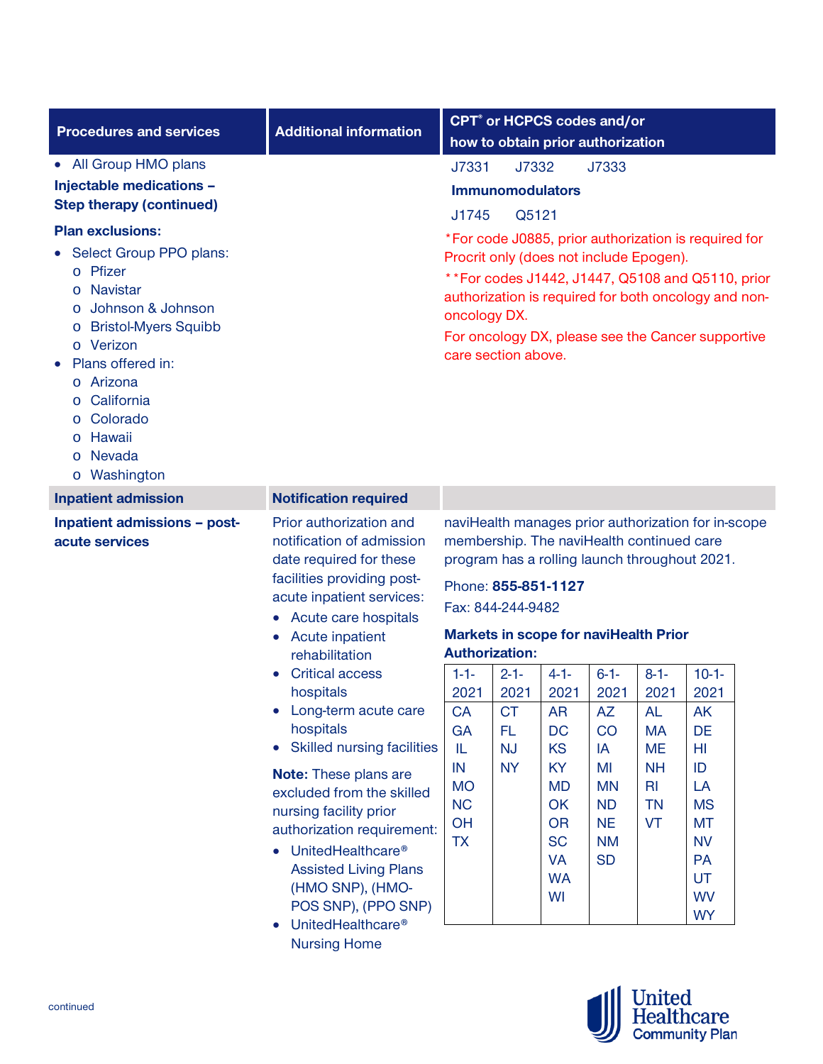| Procedures and services | Additional information | CPT® or HCPCS codes and/or how to obtain prior authorization |
|---|---|---|
| • All Group HMO plans<br>**Injectable medications – Step therapy (continued)**<br>**Plan exclusions:**<br>• Select Group PPO plans:<br>o Pfizer<br>o Navistar<br>o Johnson & Johnson<br>o Bristol-Myers Squibb<br>o Verizon<br>• Plans offered in:<br>o Arizona<br>o California<br>o Colorado<br>o Hawaii<br>o Nevada<br>o Washington | | J7331 J7332 J7333<br>**Immunomodulators**<br>J1745 Q5121<br>*For code J0885, prior authorization is required for Procrit only (does not include Epogen).<br>**For codes J1442, J1447, Q5108 and Q5110, prior authorization is required for both oncology and non-oncology DX.<br>For oncology DX, please see the Cancer supportive care section above. |
| **Inpatient admission** | **Notification required** | |
| **Inpatient admissions – post-acute services** | Prior authorization and notification of admission date required for these facilities providing post-acute inpatient services:<br>• Acute care hospitals<br>• Acute inpatient rehabilitation<br>• Critical access hospitals<br>• Long-term acute care hospitals<br>• Skilled nursing facilities<br>**Note:** These plans are excluded from the skilled nursing facility prior authorization requirement:<br>• UnitedHealthcare® Assisted Living Plans (HMO SNP), (HMO-POS SNP), (PPO SNP)<br>• UnitedHealthcare® Nursing Home | naviHealth manages prior authorization for in-scope membership. The naviHealth continued care program has a rolling launch throughout 2021.<br>Phone: **855-851-1127**<br>Fax: 844-244-9482<br>**Markets in scope for naviHealth Prior Authorization:** (see table below) |

**Markets in scope for naviHealth Prior Authorization:**

| 1-1-2021 | 2-1-2021 | 4-1-2021 | 6-1-2021 | 8-1-2021 | 10-1-2021 |
|---|---|---|---|---|---|
| CA | CT | AR | AZ | AL | AK |
| GA | FL | DC | CO | MA | DE |
| IL | NJ | KS | IA | ME | HI |
| IN | NY | KY | MI | NH | ID |
| MO | | MD | MN | RI | LA |
| NC | | OK | ND | TN | MS |
| OH | | OR | NE | VT | MT |
| TX | | SC | NM | | NV |
| | | VA | SD | | PA |
| | | WA | | | UT |
| | | WI | | | WV |
| | | | | | WY |

continued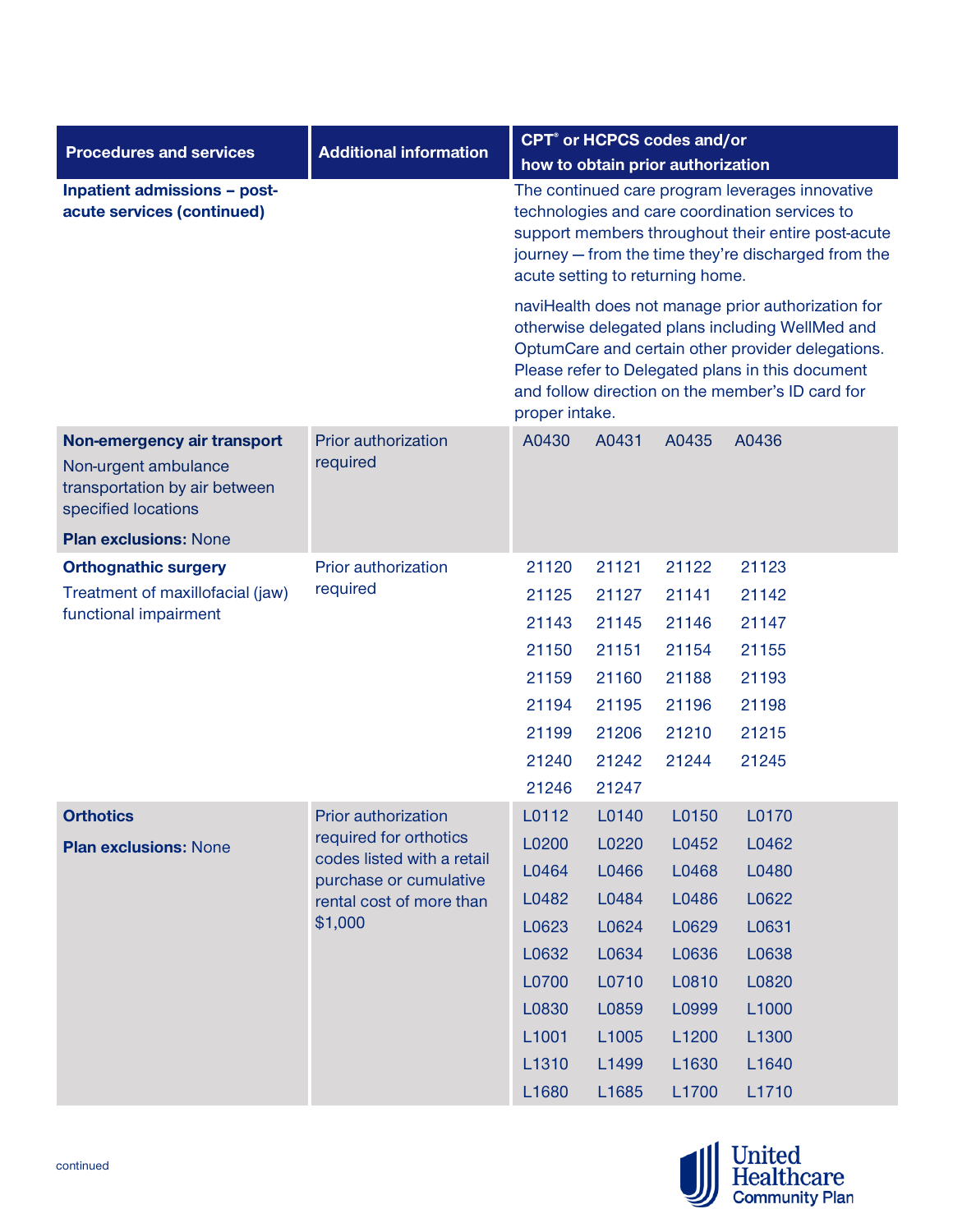| Procedures and services | Additional information | CPT® or HCPCS codes and/or how to obtain prior authorization |
|---|---|---|
| **Inpatient admissions – post-acute services (continued)** | | The continued care program leverages innovative technologies and care coordination services to support members throughout their entire post-acute journey — from the time they're discharged from the acute setting to returning home.<br><br>naviHealth does not manage prior authorization for otherwise delegated plans including WellMed and OptumCare and certain other provider delegations. Please refer to Delegated plans in this document and follow direction on the member's ID card for proper intake. |
| **Non-emergency air transport**<br>Non-urgent ambulance transportation by air between specified locations<br>**Plan exclusions:** None | Prior authorization required | A0430 A0431 A0435 A0436 |
| **Orthognathic surgery**<br>Treatment of maxillofacial (jaw) functional impairment | Prior authorization required | 21120 21121 21122 21123<br>21125 21127 21141 21142<br>21143 21145 21146 21147<br>21150 21151 21154 21155<br>21159 21160 21188 21193<br>21194 21195 21196 21198<br>21199 21206 21210 21215<br>21240 21242 21244 21245<br>21246 21247 |
| **Orthotics**<br>**Plan exclusions:** None | Prior authorization required for orthotics codes listed with a retail purchase or cumulative rental cost of more than $1,000 | L0112 L0140 L0150 L0170<br>L0200 L0220 L0452 L0462<br>L0464 L0466 L0468 L0480<br>L0482 L0484 L0486 L0622<br>L0623 L0624 L0629 L0631<br>L0632 L0634 L0636 L0638<br>L0700 L0710 L0810 L0820<br>L0830 L0859 L0999 L1000<br>L1001 L1005 L1200 L1300<br>L1310 L1499 L1630 L1640<br>L1680 L1685 L1700 L1710 |

continued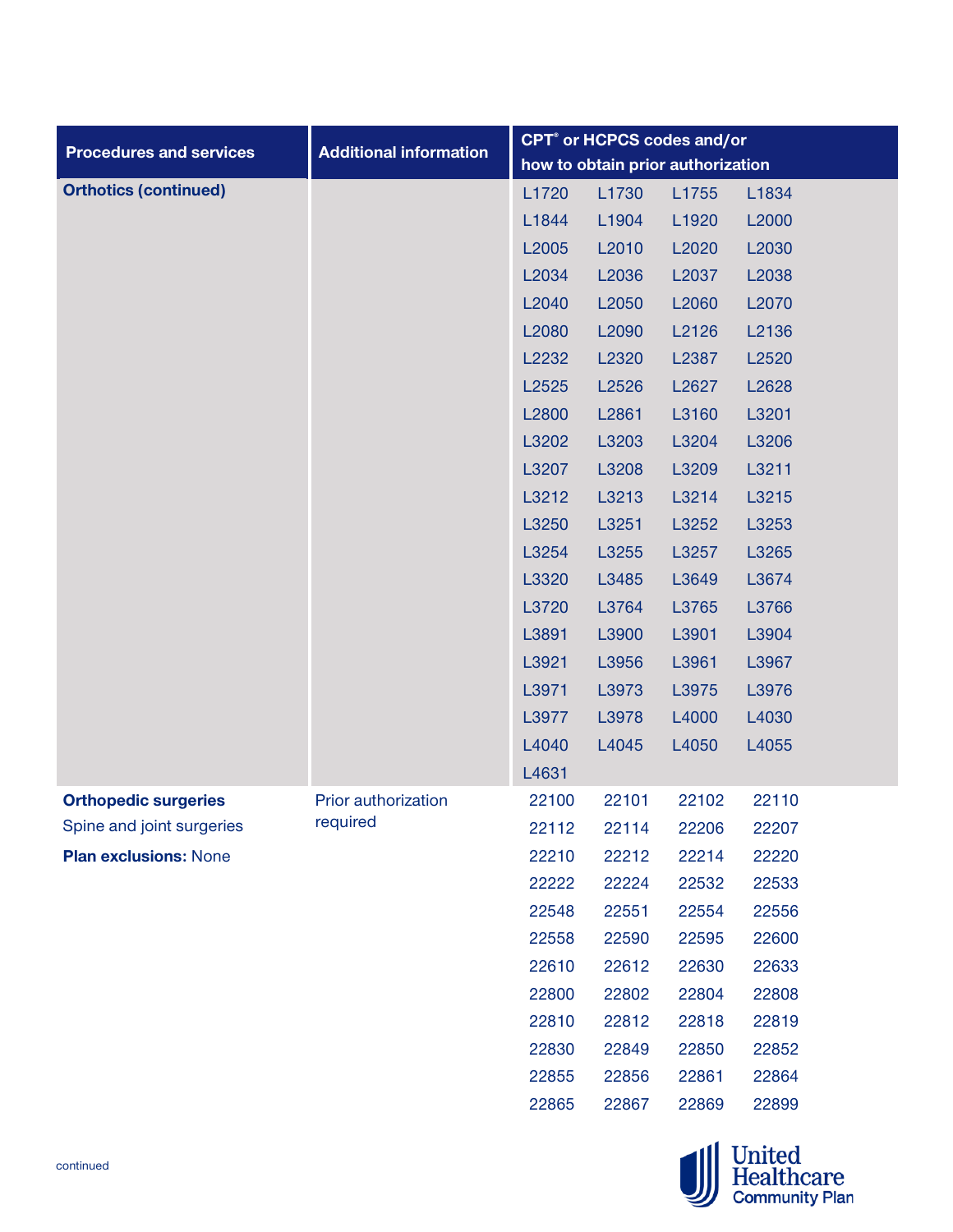| Procedures and services | Additional information | CPT® or HCPCS codes and/or how to obtain prior authorization |
|---|---|---|
| **Orthotics (continued)** | | L1720 L1730 L1755 L1834<br>L1844 L1904 L1920 L2000<br>L2005 L2010 L2020 L2030<br>L2034 L2036 L2037 L2038<br>L2040 L2050 L2060 L2070<br>L2080 L2090 L2126 L2136<br>L2232 L2320 L2387 L2520<br>L2525 L2526 L2627 L2628<br>L2800 L2861 L3160 L3201<br>L3202 L3203 L3204 L3206<br>L3207 L3208 L3209 L3211<br>L3212 L3213 L3214 L3215<br>L3250 L3251 L3252 L3253<br>L3254 L3255 L3257 L3265<br>L3320 L3485 L3649 L3674<br>L3720 L3764 L3765 L3766<br>L3891 L3900 L3901 L3904<br>L3921 L3956 L3961 L3967<br>L3971 L3973 L3975 L3976<br>L3977 L3978 L4000 L4030<br>L4040 L4045 L4050 L4055<br>L4631 |
| **Orthopedic surgeries**<br>Spine and joint surgeries<br>**Plan exclusions:** None | Prior authorization required | 22100 22101 22102 22110<br>22112 22114 22206 22207<br>22210 22212 22214 22220<br>22222 22224 22532 22533<br>22548 22551 22554 22556<br>22558 22590 22595 22600<br>22610 22612 22630 22633<br>22800 22802 22804 22808<br>22810 22812 22818 22819<br>22830 22849 22850 22852<br>22855 22856 22861 22864<br>22865 22867 22869 22899 |

continued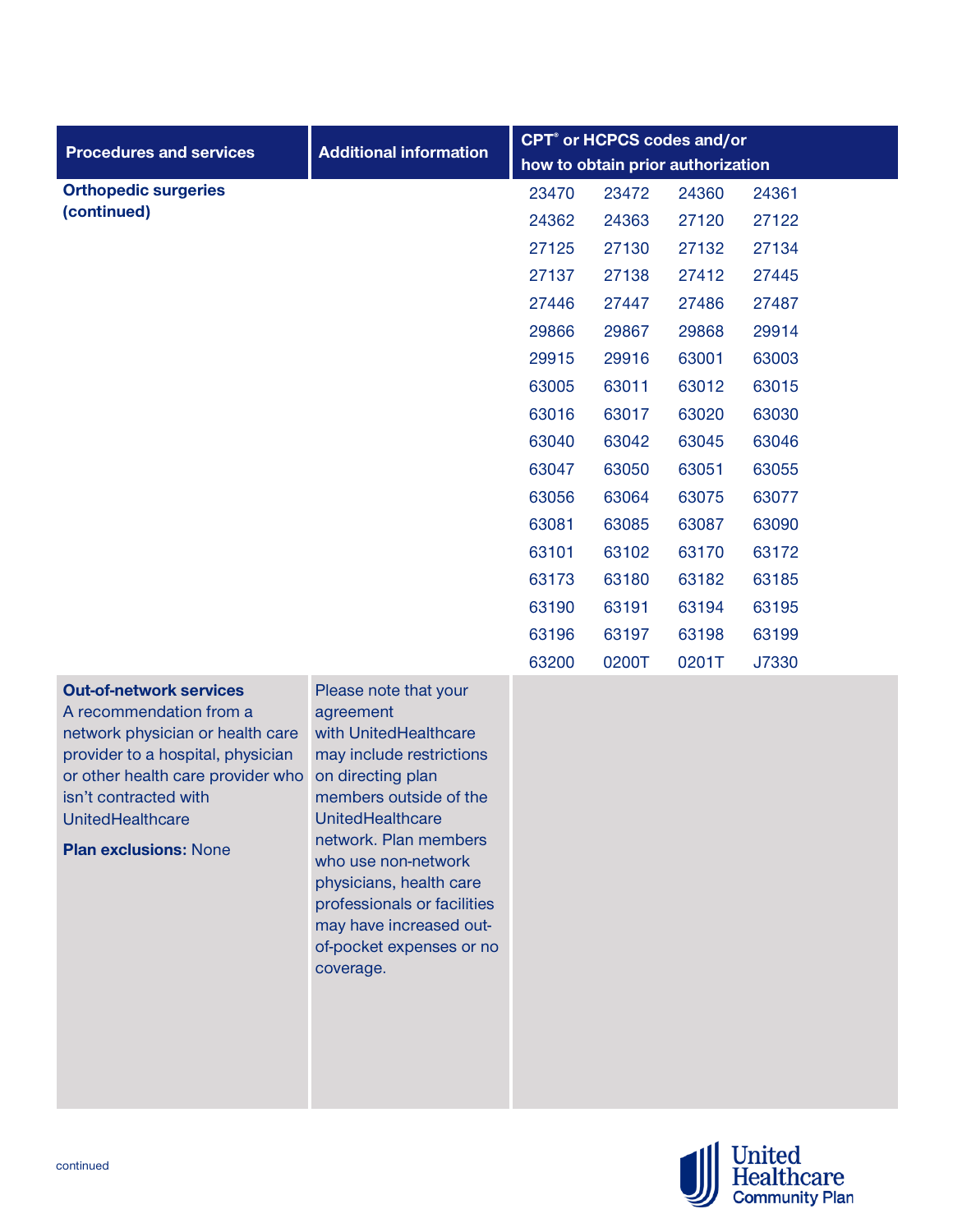| Procedures and services | Additional information | CPT® or HCPCS codes and/or how to obtain prior authorization |
|---|---|---|
| **Orthopedic surgeries (continued)** | | 23470 23472 24360 24361<br>24362 24363 27120 27122<br>27125 27130 27132 27134<br>27137 27138 27412 27445<br>27446 27447 27486 27487<br>29866 29867 29868 29914<br>29915 29916 63001 63003<br>63005 63011 63012 63015<br>63016 63017 63020 63030<br>63040 63042 63045 63046<br>63047 63050 63051 63055<br>63056 63064 63075 63077<br>63081 63085 63087 63090<br>63101 63102 63170 63172<br>63173 63180 63182 63185<br>63190 63191 63194 63195<br>63196 63197 63198 63199<br>63200 0200T 0201T J7330 |
| **Out-of-network services**<br>A recommendation from a network physician or health care provider to a hospital, physician or other health care provider who isn't contracted with UnitedHealthcare<br>**Plan exclusions:** None | Please note that your agreement with UnitedHealthcare may include restrictions on directing plan members outside of the UnitedHealthcare network. Plan members who use non-network physicians, health care professionals or facilities may have increased out-of-pocket expenses or no coverage. | |

continued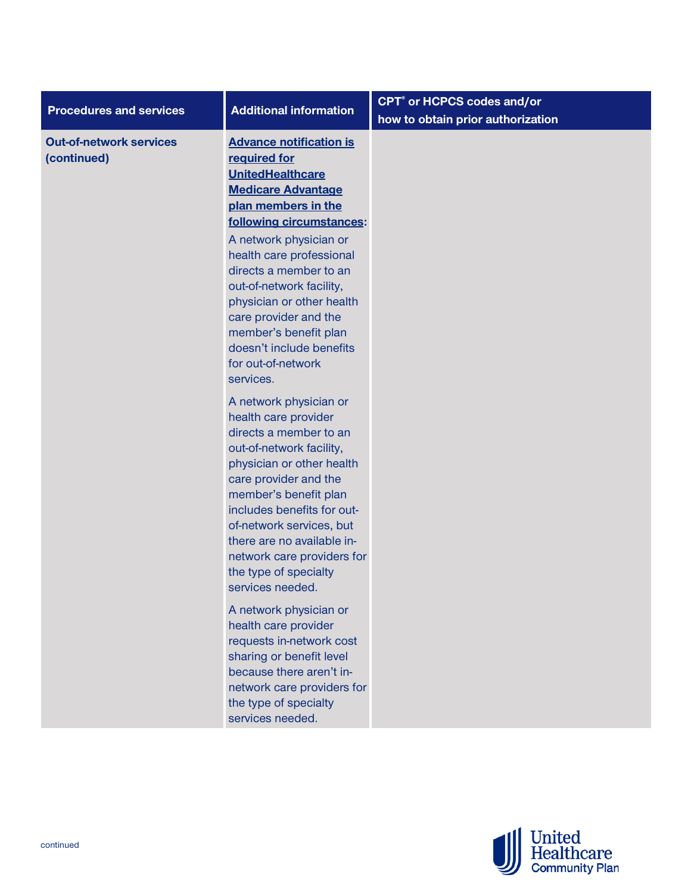| Procedures and services | Additional information | CPT® or HCPCS codes and/or how to obtain prior authorization |
|---|---|---|
| **Out-of-network services (continued)** | **Advance notification is required for UnitedHealthcare Medicare Advantage plan members in the following circumstances:**<br><br>A network physician or health care professional directs a member to an out-of-network facility, physician or other health care provider and the member's benefit plan doesn't include benefits for out-of-network services.<br><br>A network physician or health care provider directs a member to an out-of-network facility, physician or other health care provider and the member's benefit plan includes benefits for out-of-network services, but there are no available in-network care providers for the type of specialty services needed.<br><br>A network physician or health care provider requests in-network cost sharing or benefit level because there aren't in-network care providers for the type of specialty services needed. | |

continued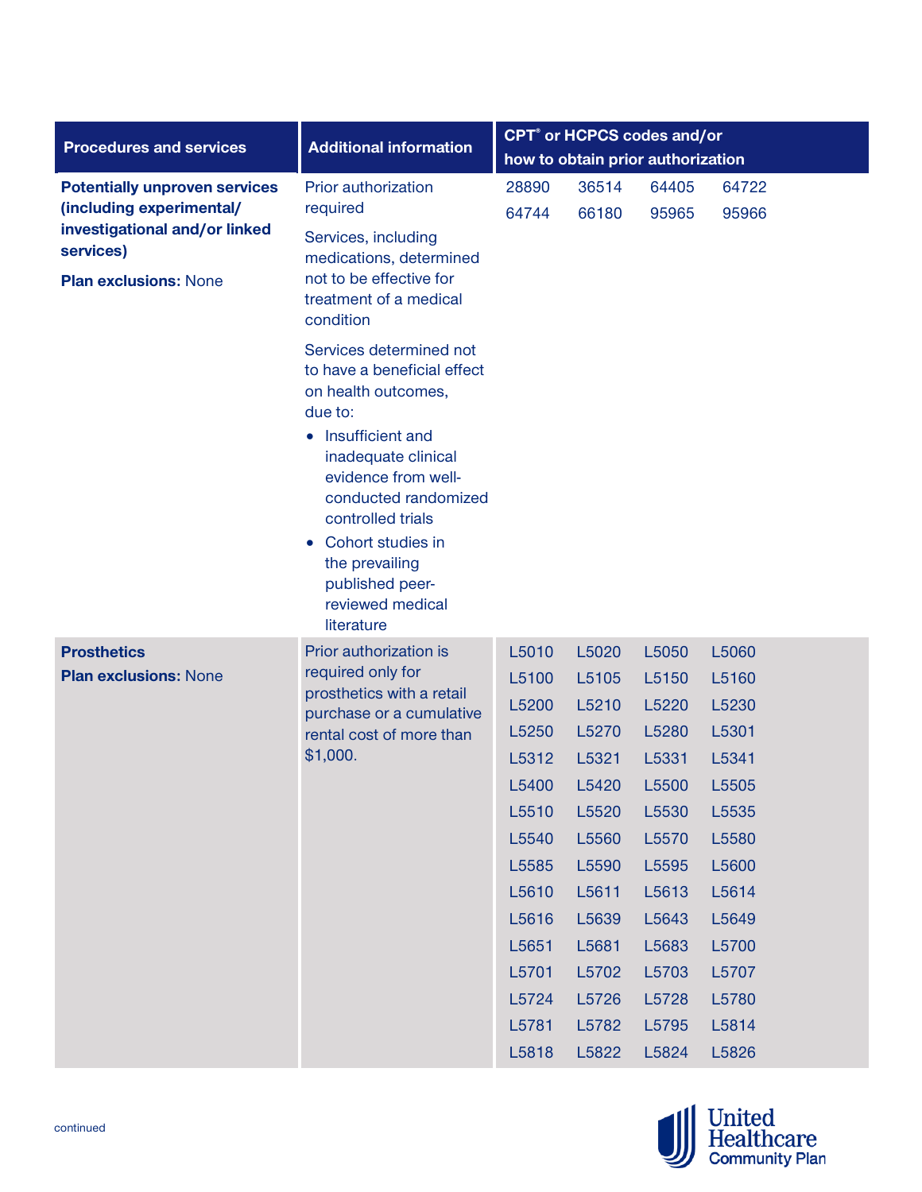| Procedures and services | Additional information | CPT® or HCPCS codes and/or how to obtain prior authorization |
|---|---|---|
| **Potentially unproven services (including experimental/ investigational and/or linked services)**<br><br>**Plan exclusions:** None | Prior authorization required<br><br>Services, including medications, determined not to be effective for treatment of a medical condition<br><br>Services determined not to have a beneficial effect on health outcomes, due to:<br>• Insufficient and inadequate clinical evidence from well-conducted randomized controlled trials<br>• Cohort studies in the prevailing published peer-reviewed medical literature | 28890 36514 64405 64722<br>64744 66180 95965 95966 |
| **Prosthetics**<br><br>**Plan exclusions:** None | Prior authorization is required only for prosthetics with a retail purchase or a cumulative rental cost of more than $1,000. | L5010 L5020 L5050 L5060<br>L5100 L5105 L5150 L5160<br>L5200 L5210 L5220 L5230<br>L5250 L5270 L5280 L5301<br>L5312 L5321 L5331 L5341<br>L5400 L5420 L5500 L5505<br>L5510 L5520 L5530 L5535<br>L5540 L5560 L5570 L5580<br>L5585 L5590 L5595 L5600<br>L5610 L5611 L5613 L5614<br>L5616 L5639 L5643 L5649<br>L5651 L5681 L5683 L5700<br>L5701 L5702 L5703 L5707<br>L5724 L5726 L5728 L5780<br>L5781 L5782 L5795 L5814<br>L5818 L5822 L5824 L5826 |

continued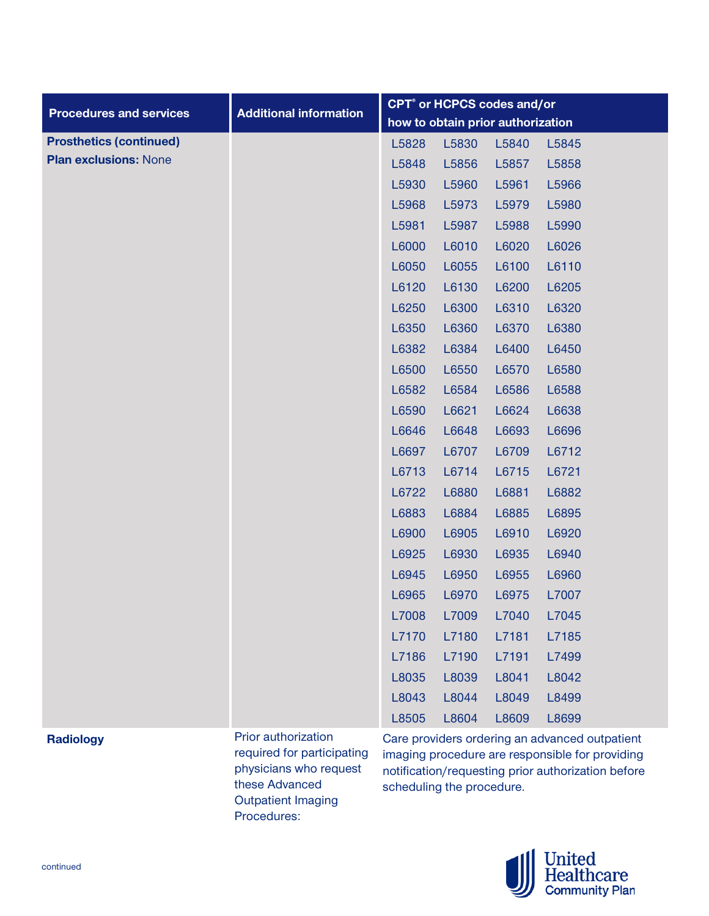| Procedures and services | Additional information | CPT® or HCPCS codes and/or how to obtain prior authorization |
|---|---|---|
| **Prosthetics (continued)**<br>**Plan exclusions:** None | | L5828 L5830 L5840 L5845<br>L5848 L5856 L5857 L5858<br>L5930 L5960 L5961 L5966<br>L5968 L5973 L5979 L5980<br>L5981 L5987 L5988 L5990<br>L6000 L6010 L6020 L6026<br>L6050 L6055 L6100 L6110<br>L6120 L6130 L6200 L6205<br>L6250 L6300 L6310 L6320<br>L6350 L6360 L6370 L6380<br>L6382 L6384 L6400 L6450<br>L6500 L6550 L6570 L6580<br>L6582 L6584 L6586 L6588<br>L6590 L6621 L6624 L6638<br>L6646 L6648 L6693 L6696<br>L6697 L6707 L6709 L6712<br>L6713 L6714 L6715 L6721<br>L6722 L6880 L6881 L6882<br>L6883 L6884 L6885 L6895<br>L6900 L6905 L6910 L6920<br>L6925 L6930 L6935 L6940<br>L6945 L6950 L6955 L6960<br>L6965 L6970 L6975 L7007<br>L7008 L7009 L7040 L7045<br>L7170 L7180 L7181 L7185<br>L7186 L7190 L7191 L7499<br>L8035 L8039 L8041 L8042<br>L8043 L8044 L8049 L8499<br>L8505 L8604 L8609 L8699 |
| **Radiology** | Prior authorization required for participating physicians who request these Advanced Outpatient Imaging Procedures: | Care providers ordering an advanced outpatient imaging procedure are responsible for providing notification/requesting prior authorization before scheduling the procedure. |

continued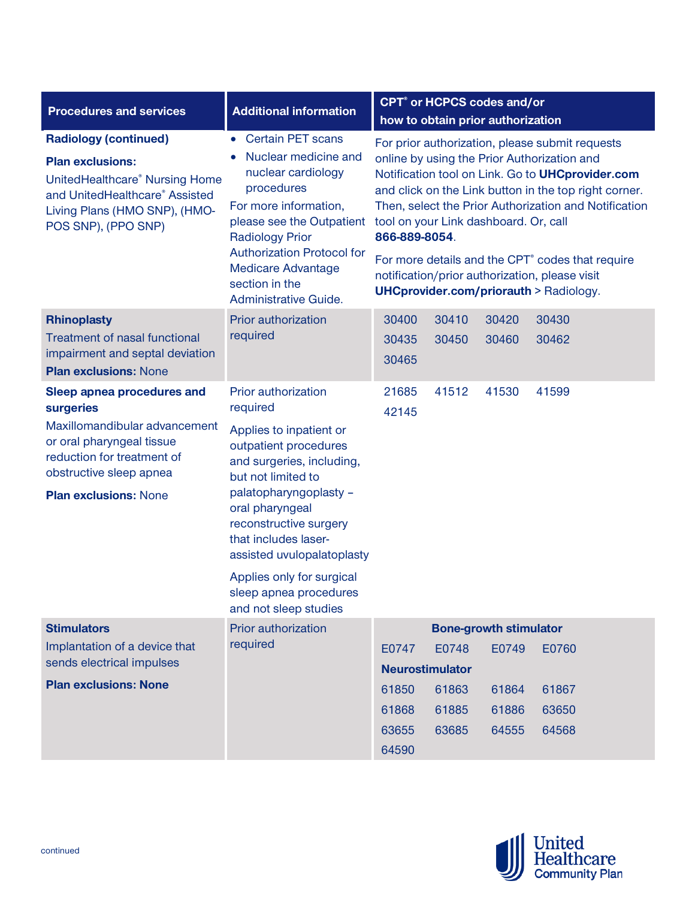| Procedures and services | Additional information | CPT® or HCPCS codes and/or how to obtain prior authorization |
|---|---|---|
| **Radiology (continued)**<br><br>**Plan exclusions:**<br>UnitedHealthcare® Nursing Home and UnitedHealthcare® Assisted Living Plans (HMO SNP), (HMO-POS SNP), (PPO SNP) | • Certain PET scans<br>• Nuclear medicine and nuclear cardiology procedures<br><br>For more information, please see the Outpatient Radiology Prior Authorization Protocol for Medicare Advantage section in the Administrative Guide. | For prior authorization, please submit requests online by using the Prior Authorization and Notification tool on Link. Go to **UHCprovider.com** and click on the Link button in the top right corner. Then, select the Prior Authorization and Notification tool on your Link dashboard. Or, call **866-889-8054**.<br><br>For more details and the CPT® codes that require notification/prior authorization, please visit **UHCprovider.com/priorauth** > Radiology. |
| **Rhinoplasty**<br>Treatment of nasal functional impairment and septal deviation<br>**Plan exclusions:** None | Prior authorization required | 30400 30410 30420 30430<br>30435 30450 30460 30462<br>30465 |
| **Sleep apnea procedures and surgeries**<br>Maxillomandibular advancement or oral pharyngeal tissue reduction for treatment of obstructive sleep apnea<br><br>**Plan exclusions:** None | Prior authorization required<br><br>Applies to inpatient or outpatient procedures and surgeries, including, but not limited to palatopharyngoplasty – oral pharyngeal reconstructive surgery that includes laser-assisted uvulopalatoplasty<br><br>Applies only for surgical sleep apnea procedures and not sleep studies | 21685 41512 41530 41599<br>42145 |
| **Stimulators**<br>Implantation of a device that sends electrical impulses<br><br>**Plan exclusions: None** | Prior authorization required | **Bone-growth stimulator**<br>E0747 E0748 E0749 E0760<br>**Neurostimulator**<br>61850 61863 61864 61867<br>61868 61885 61886 63650<br>63655 63685 64555 64568<br>64590 |

continued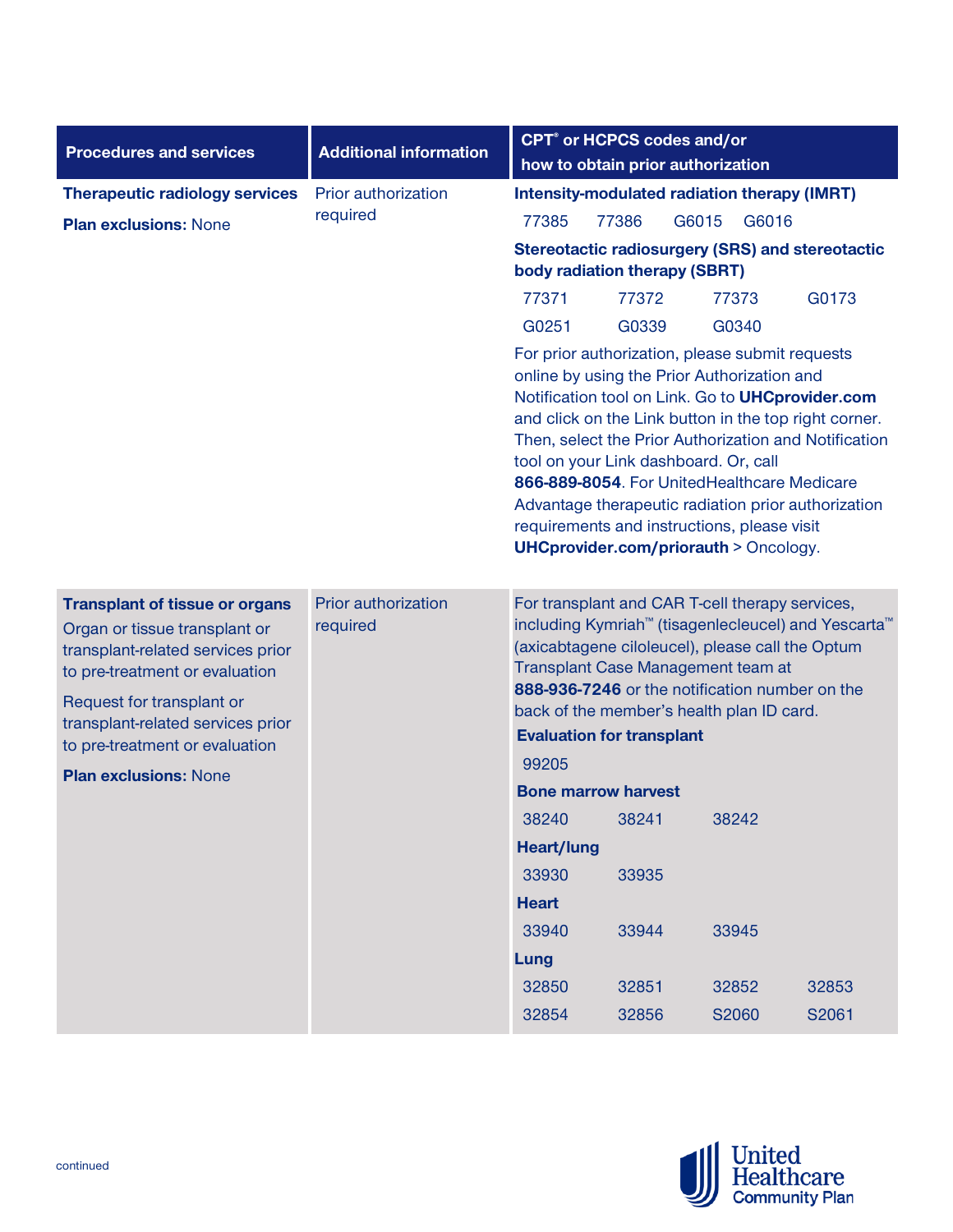| Procedures and services | Additional information | CPT® or HCPCS codes and/or how to obtain prior authorization |
|---|---|---|
| **Therapeutic radiology services**<br><br>**Plan exclusions:** None | Prior authorization required | **Intensity-modulated radiation therapy (IMRT)**<br>77385 77386 G6015 G6016<br><br>**Stereotactic radiosurgery (SRS) and stereotactic body radiation therapy (SBRT)**<br>77371 77372 77373 G0173<br>G0251 G0339 G0340<br><br>For prior authorization, please submit requests online by using the Prior Authorization and Notification tool on Link. Go to **UHCprovider.com** and click on the Link button in the top right corner. Then, select the Prior Authorization and Notification tool on your Link dashboard. Or, call **866-889-8054**. For UnitedHealthcare Medicare Advantage therapeutic radiation prior authorization requirements and instructions, please visit **UHCprovider.com/priorauth** > Oncology. |
| **Transplant of tissue or organs**<br>Organ or tissue transplant or transplant-related services prior to pre-treatment or evaluation<br><br>Request for transplant or transplant-related services prior to pre-treatment or evaluation<br><br>**Plan exclusions:** None | Prior authorization required | For transplant and CAR T-cell therapy services, including Kymriah™ (tisagenlecleucel) and Yescarta™ (axicabtagene ciloleucel), please call the Optum Transplant Case Management team at **888-936-7246** or the notification number on the back of the member's health plan ID card.<br><br>**Evaluation for transplant**<br>99205<br><br>**Bone marrow harvest**<br>38240 38241 38242<br><br>**Heart/lung**<br>33930 33935<br><br>**Heart**<br>33940 33944 33945<br><br>**Lung**<br>32850 32851 32852 32853<br>32854 32856 S2060 S2061 |

continued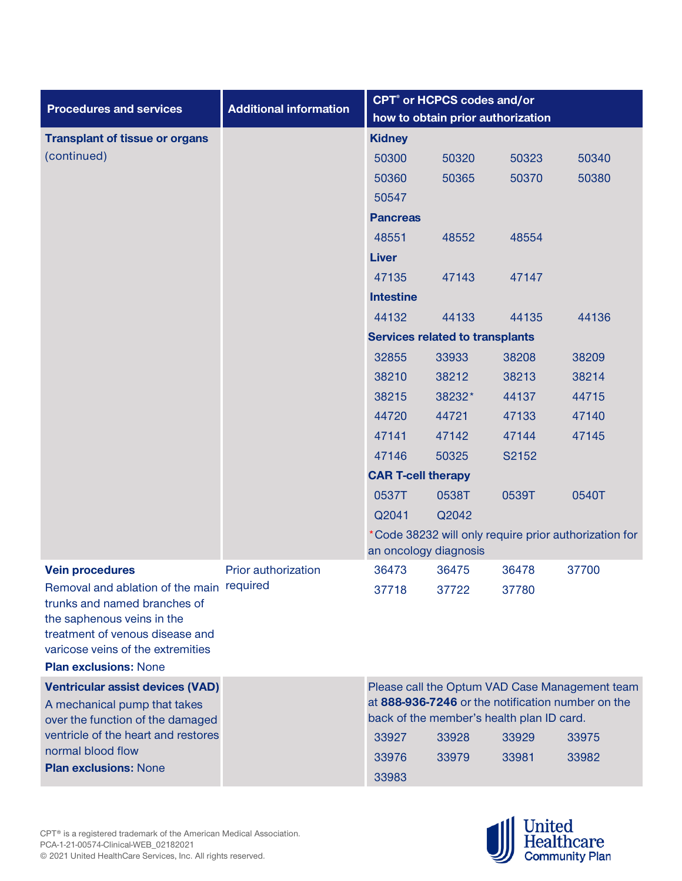| Procedures and services | Additional information | CPT® or HCPCS codes and/or how to obtain prior authorization |
|---|---|---|
| **Transplant of tissue or organs** (continued) | | **Kidney**<br>50300 50320 50323 50340<br>50360 50365 50370 50380<br>50547<br>**Pancreas**<br>48551 48552 48554<br>**Liver**<br>47135 47143 47147<br>**Intestine**<br>44132 44133 44135 44136<br>**Services related to transplants**<br>32855 33933 38208 38209<br>38210 38212 38213 38214<br>38215 38232* 44137 44715<br>44720 44721 47133 47140<br>47141 47142 47144 47145<br>47146 50325 S2152<br>**CAR T-cell therapy**<br>0537T 0538T 0539T 0540T<br>Q2041 Q2042<br>*Code 38232 will only require prior authorization for an oncology diagnosis |
| **Vein procedures**<br>Removal and ablation of the main trunks and named branches of the saphenous veins in the treatment of venous disease and varicose veins of the extremities<br>**Plan exclusions:** None | Prior authorization required | 36473 36475 36478 37700<br>37718 37722 37780 |
| **Ventricular assist devices (VAD)**<br>A mechanical pump that takes over the function of the damaged ventricle of the heart and restores normal blood flow<br>**Plan exclusions:** None | | Please call the Optum VAD Case Management team at **888-936-7246** or the notification number on the back of the member's health plan ID card.<br>33927 33928 33929 33975<br>33976 33979 33981 33982<br>33983 |

CPT® is a registered trademark of the American Medical Association.
PCA-1-21-00574-Clinical-WEB_02182021
© 2021 United HealthCare Services, Inc. All rights reserved.

United Healthcare Community Plan